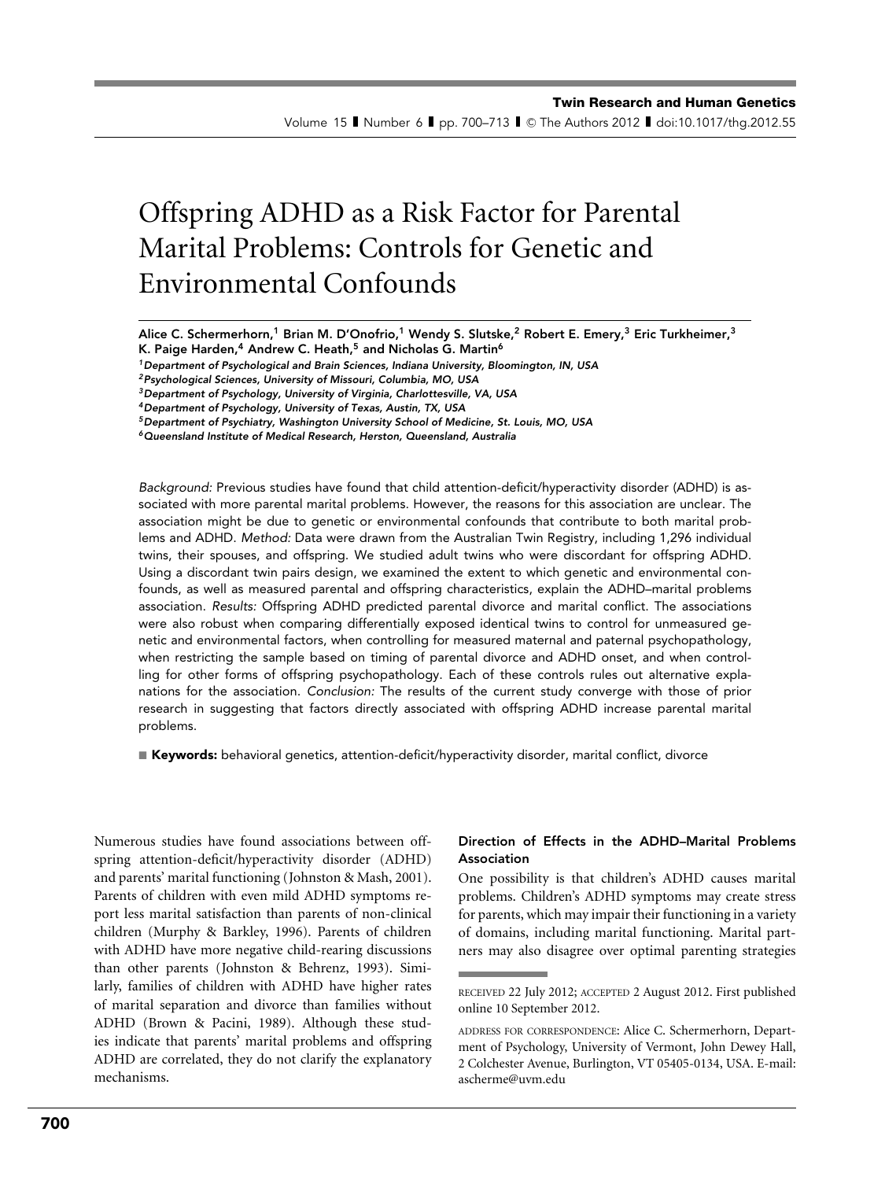# Offspring ADHD as a Risk Factor for Parental Marital Problems: Controls for Genetic and Environmental Confounds

Alice C. Schermerhorn,[1] Brian M. D'Onofrio,[1] Wendy S. Slutske,[2] Robert E. Emery,[3] Eric Turkheimer,[3] K. Paige Harden,[4] Andrew C. Heath,[5] and Nicholas G. Martin[6]

[1]*Department of Psychological and Brain Sciences, Indiana University, Bloomington, IN, USA*
[2]*Psychological Sciences, University of Missouri, Columbia, MO, USA*
[3]*Department of Psychology, University of Virginia, Charlottesville, VA, USA*
[4]*Department of Psychology, University of Texas, Austin, TX, USA*
[5]*Department of Psychiatry, Washington University School of Medicine, St. Louis, MO, USA*
[6]*Queensland Institute of Medical Research, Herston, Queensland, Australia*

*Background:* Previous studies have found that child attention-deficit/hyperactivity disorder (ADHD) is associated with more parental marital problems. However, the reasons for this association are unclear. The association might be due to genetic or environmental confounds that contribute to both marital problems and ADHD. *Method:* Data were drawn from the Australian Twin Registry, including 1,296 individual twins, their spouses, and offspring. We studied adult twins who were discordant for offspring ADHD. Using a discordant twin pairs design, we examined the extent to which genetic and environmental confounds, as well as measured parental and offspring characteristics, explain the ADHD–marital problems association. *Results:* Offspring ADHD predicted parental divorce and marital conflict. The associations were also robust when comparing differentially exposed identical twins to control for unmeasured genetic and environmental factors, when controlling for measured maternal and paternal psychopathology, when restricting the sample based on timing of parental divorce and ADHD onset, and when controlling for other forms of offspring psychopathology. Each of these controls rules out alternative explanations for the association. *Conclusion:* The results of the current study converge with those of prior research in suggesting that factors directly associated with offspring ADHD increase parental marital problems.

**Keywords:** behavioral genetics, attention-deficit/hyperactivity disorder, marital conflict, divorce

Numerous studies have found associations between offspring attention-deficit/hyperactivity disorder (ADHD) and parents' marital functioning (Johnston & Mash, 2001). Parents of children with even mild ADHD symptoms report less marital satisfaction than parents of non-clinical children (Murphy & Barkley, 1996). Parents of children with ADHD have more negative child-rearing discussions than other parents (Johnston & Behrenz, 1993). Similarly, families of children with ADHD have higher rates of marital separation and divorce than families without ADHD (Brown & Pacini, 1989). Although these studies indicate that parents' marital problems and offspring ADHD are correlated, they do not clarify the explanatory mechanisms.

### Direction of Effects in the ADHD–Marital Problems Association

One possibility is that children's ADHD causes marital problems. Children's ADHD symptoms may create stress for parents, which may impair their functioning in a variety of domains, including marital functioning. Marital partners may also disagree over optimal parenting strategies

RECEIVED 22 July 2012; ACCEPTED 2 August 2012. First published online 10 September 2012.

ADDRESS FOR CORRESPONDENCE: Alice C. Schermerhorn, Department of Psychology, University of Vermont, John Dewey Hall, 2 Colchester Avenue, Burlington, VT 05405-0134, USA. E-mail: ascherme@uvm.edu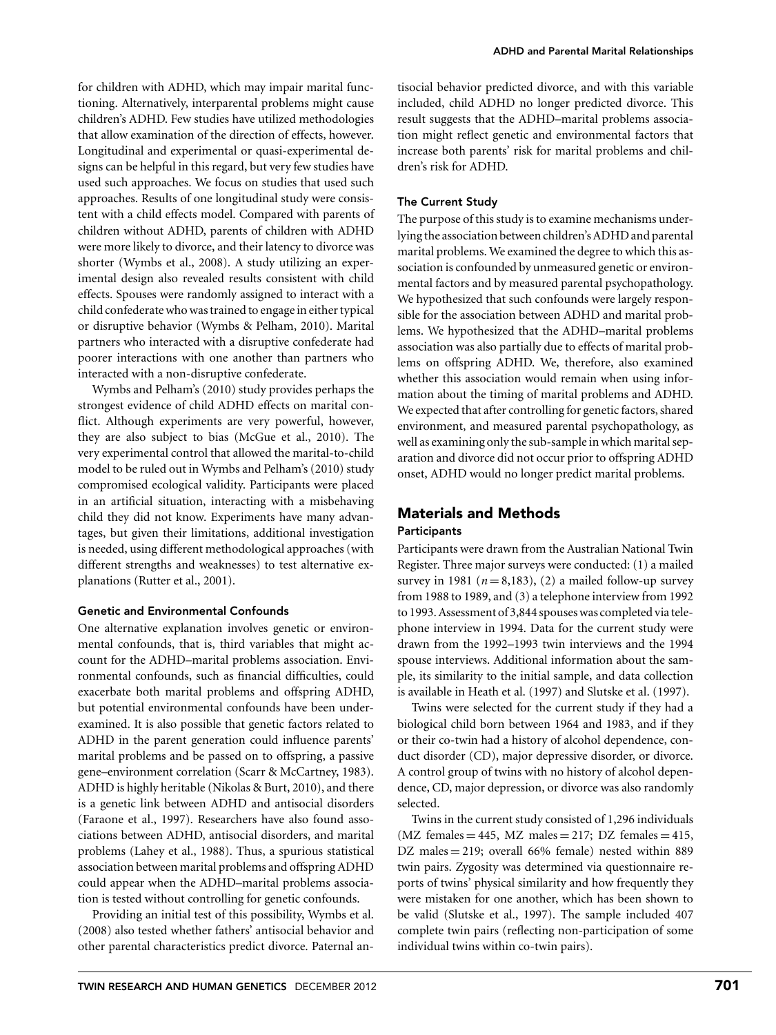for children with ADHD, which may impair marital functioning. Alternatively, interparental problems might cause children's ADHD. Few studies have utilized methodologies that allow examination of the direction of effects, however. Longitudinal and experimental or quasi-experimental designs can be helpful in this regard, but very few studies have used such approaches. We focus on studies that used such approaches. Results of one longitudinal study were consistent with a child effects model. Compared with parents of children without ADHD, parents of children with ADHD were more likely to divorce, and their latency to divorce was shorter (Wymbs et al., 2008). A study utilizing an experimental design also revealed results consistent with child effects. Spouses were randomly assigned to interact with a child confederate who was trained to engage in either typical or disruptive behavior (Wymbs & Pelham, 2010). Marital partners who interacted with a disruptive confederate had poorer interactions with one another than partners who interacted with a non-disruptive confederate.

Wymbs and Pelham's (2010) study provides perhaps the strongest evidence of child ADHD effects on marital conflict. Although experiments are very powerful, however, they are also subject to bias (McGue et al., 2010). The very experimental control that allowed the marital-to-child model to be ruled out in Wymbs and Pelham's (2010) study compromised ecological validity. Participants were placed in an artificial situation, interacting with a misbehaving child they did not know. Experiments have many advantages, but given their limitations, additional investigation is needed, using different methodological approaches (with different strengths and weaknesses) to test alternative explanations (Rutter et al., 2001).

### Genetic and Environmental Confounds

One alternative explanation involves genetic or environmental confounds, that is, third variables that might account for the ADHD–marital problems association. Environmental confounds, such as financial difficulties, could exacerbate both marital problems and offspring ADHD, but potential environmental confounds have been underexamined. It is also possible that genetic factors related to ADHD in the parent generation could influence parents' marital problems and be passed on to offspring, a passive gene–environment correlation (Scarr & McCartney, 1983). ADHD is highly heritable (Nikolas & Burt, 2010), and there is a genetic link between ADHD and antisocial disorders (Faraone et al., 1997). Researchers have also found associations between ADHD, antisocial disorders, and marital problems (Lahey et al., 1988). Thus, a spurious statistical association between marital problems and offspring ADHD could appear when the ADHD–marital problems association is tested without controlling for genetic confounds.

Providing an initial test of this possibility, Wymbs et al. (2008) also tested whether fathers' antisocial behavior and other parental characteristics predict divorce. Paternal antisocial behavior predicted divorce, and with this variable included, child ADHD no longer predicted divorce. This result suggests that the ADHD–marital problems association might reflect genetic and environmental factors that increase both parents' risk for marital problems and children's risk for ADHD.

### The Current Study

The purpose of this study is to examine mechanisms underlying the association between children's ADHD and parental marital problems. We examined the degree to which this association is confounded by unmeasured genetic or environmental factors and by measured parental psychopathology. We hypothesized that such confounds were largely responsible for the association between ADHD and marital problems. We hypothesized that the ADHD–marital problems association was also partially due to effects of marital problems on offspring ADHD. We, therefore, also examined whether this association would remain when using information about the timing of marital problems and ADHD. We expected that after controlling for genetic factors, shared environment, and measured parental psychopathology, as well as examining only the sub-sample in which marital separation and divorce did not occur prior to offspring ADHD onset, ADHD would no longer predict marital problems.

## Materials and Methods

### Participants

Participants were drawn from the Australian National Twin Register. Three major surveys were conducted: (1) a mailed survey in 1981 ($n = 8{,}183$), (2) a mailed follow-up survey from 1988 to 1989, and (3) a telephone interview from 1992 to 1993. Assessment of 3,844 spouses was completed via telephone interview in 1994. Data for the current study were drawn from the 1992–1993 twin interviews and the 1994 spouse interviews. Additional information about the sample, its similarity to the initial sample, and data collection is available in Heath et al. (1997) and Slutske et al. (1997).

Twins were selected for the current study if they had a biological child born between 1964 and 1983, and if they or their co-twin had a history of alcohol dependence, conduct disorder (CD), major depressive disorder, or divorce. A control group of twins with no history of alcohol dependence, CD, major depression, or divorce was also randomly selected.

Twins in the current study consisted of 1,296 individuals (MZ females = 445, MZ males = 217; DZ females = 415, DZ males = 219; overall 66% female) nested within 889 twin pairs. Zygosity was determined via questionnaire reports of twins' physical similarity and how frequently they were mistaken for one another, which has been shown to be valid (Slutske et al., 1997). The sample included 407 complete twin pairs (reflecting non-participation of some individual twins within co-twin pairs).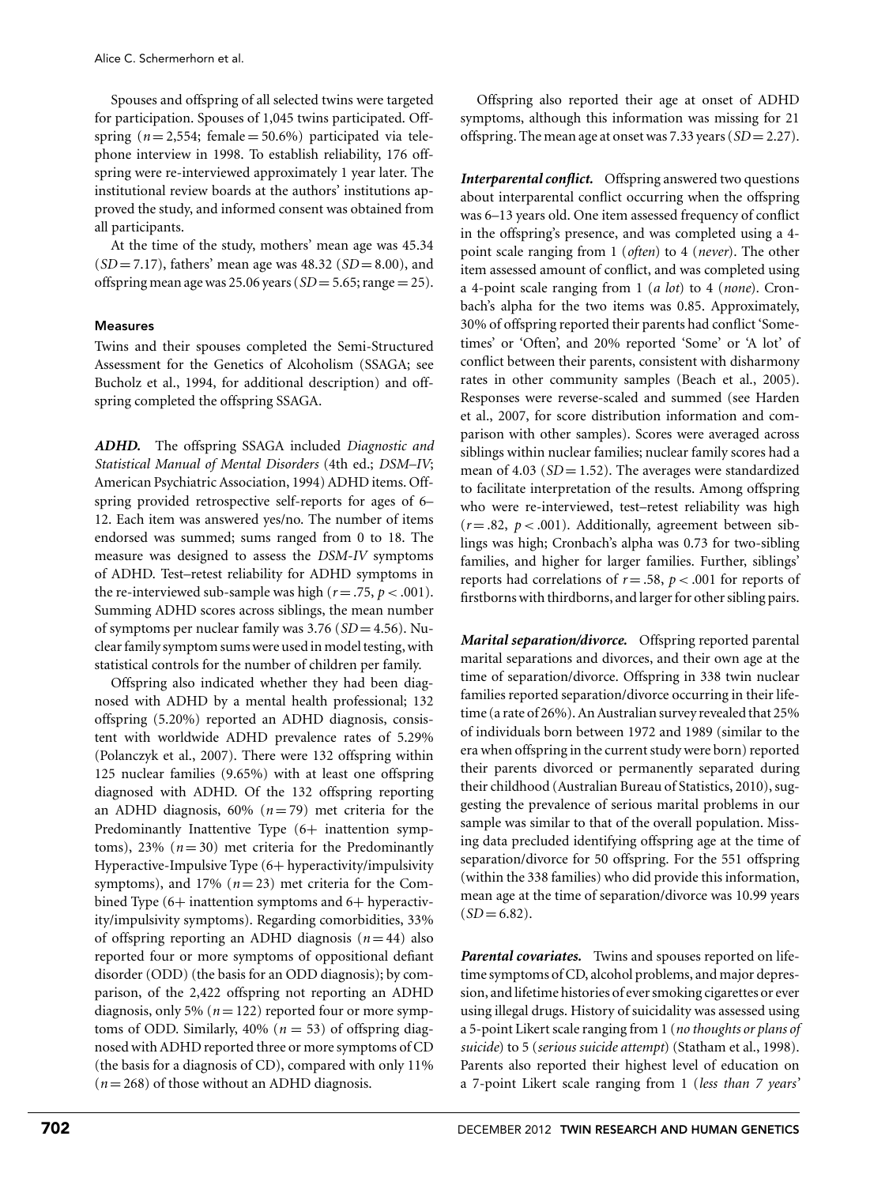Spouses and offspring of all selected twins were targeted for participation. Spouses of 1,045 twins participated. Offspring ($n = 2{,}554$; female = 50.6%) participated via telephone interview in 1998. To establish reliability, 176 offspring were re-interviewed approximately 1 year later. The institutional review boards at the authors' institutions approved the study, and informed consent was obtained from all participants.

At the time of the study, mothers' mean age was 45.34 ($SD = 7.17$), fathers' mean age was 48.32 ($SD = 8.00$), and offspring mean age was 25.06 years ($SD = 5.65$; range = 25).

### Measures

Twins and their spouses completed the Semi-Structured Assessment for the Genetics of Alcoholism (SSAGA; see Bucholz et al., 1994, for additional description) and offspring completed the offspring SSAGA.

***ADHD.*** The offspring SSAGA included *Diagnostic and Statistical Manual of Mental Disorders* (4th ed.; *DSM–IV*; American Psychiatric Association, 1994) ADHD items. Offspring provided retrospective self-reports for ages of 6–12. Each item was answered yes/no. The number of items endorsed was summed; sums ranged from 0 to 18. The measure was designed to assess the *DSM-IV* symptoms of ADHD. Test–retest reliability for ADHD symptoms in the re-interviewed sub-sample was high ($r = .75$, $p < .001$). Summing ADHD scores across siblings, the mean number of symptoms per nuclear family was 3.76 ($SD = 4.56$). Nuclear family symptom sums were used in model testing, with statistical controls for the number of children per family.

Offspring also indicated whether they had been diagnosed with ADHD by a mental health professional; 132 offspring (5.20%) reported an ADHD diagnosis, consistent with worldwide ADHD prevalence rates of 5.29% (Polanczyk et al., 2007). There were 132 offspring within 125 nuclear families (9.65%) with at least one offspring diagnosed with ADHD. Of the 132 offspring reporting an ADHD diagnosis, 60% ($n = 79$) met criteria for the Predominantly Inattentive Type (6+ inattention symptoms), 23% ($n = 30$) met criteria for the Predominantly Hyperactive-Impulsive Type (6+ hyperactivity/impulsivity symptoms), and 17% ($n = 23$) met criteria for the Combined Type (6+ inattention symptoms and 6+ hyperactivity/impulsivity symptoms). Regarding comorbidities, 33% of offspring reporting an ADHD diagnosis ($n = 44$) also reported four or more symptoms of oppositional defiant disorder (ODD) (the basis for an ODD diagnosis); by comparison, of the 2,422 offspring not reporting an ADHD diagnosis, only 5% ($n = 122$) reported four or more symptoms of ODD. Similarly, 40% ($n = 53$) of offspring diagnosed with ADHD reported three or more symptoms of CD (the basis for a diagnosis of CD), compared with only 11% ($n = 268$) of those without an ADHD diagnosis.

Offspring also reported their age at onset of ADHD symptoms, although this information was missing for 21 offspring. The mean age at onset was 7.33 years ($SD = 2.27$).

***Interparental conflict.*** Offspring answered two questions about interparental conflict occurring when the offspring was 6–13 years old. One item assessed frequency of conflict in the offspring's presence, and was completed using a 4-point scale ranging from 1 (*often*) to 4 (*never*). The other item assessed amount of conflict, and was completed using a 4-point scale ranging from 1 (*a lot*) to 4 (*none*). Cronbach's alpha for the two items was 0.85. Approximately, 30% of offspring reported their parents had conflict 'Sometimes' or 'Often', and 20% reported 'Some' or 'A lot' of conflict between their parents, consistent with disharmony rates in other community samples (Beach et al., 2005). Responses were reverse-scaled and summed (see Harden et al., 2007, for score distribution information and comparison with other samples). Scores were averaged across siblings within nuclear families; nuclear family scores had a mean of 4.03 ($SD = 1.52$). The averages were standardized to facilitate interpretation of the results. Among offspring who were re-interviewed, test–retest reliability was high ($r = .82$, $p < .001$). Additionally, agreement between siblings was high; Cronbach's alpha was 0.73 for two-sibling families, and higher for larger families. Further, siblings' reports had correlations of $r = .58$, $p < .001$ for reports of firstborns with thirdborns, and larger for other sibling pairs.

***Marital separation/divorce.*** Offspring reported parental marital separations and divorces, and their own age at the time of separation/divorce. Offspring in 338 twin nuclear families reported separation/divorce occurring in their lifetime (a rate of 26%). An Australian survey revealed that 25% of individuals born between 1972 and 1989 (similar to the era when offspring in the current study were born) reported their parents divorced or permanently separated during their childhood (Australian Bureau of Statistics, 2010), suggesting the prevalence of serious marital problems in our sample was similar to that of the overall population. Missing data precluded identifying offspring age at the time of separation/divorce for 50 offspring. For the 551 offspring (within the 338 families) who did provide this information, mean age at the time of separation/divorce was 10.99 years ($SD = 6.82$).

***Parental covariates.*** Twins and spouses reported on lifetime symptoms of CD, alcohol problems, and major depression, and lifetime histories of ever smoking cigarettes or ever using illegal drugs. History of suicidality was assessed using a 5-point Likert scale ranging from 1 (*no thoughts or plans of suicide*) to 5 (*serious suicide attempt*) (Statham et al., 1998). Parents also reported their highest level of education on a 7-point Likert scale ranging from 1 (*less than 7 years'*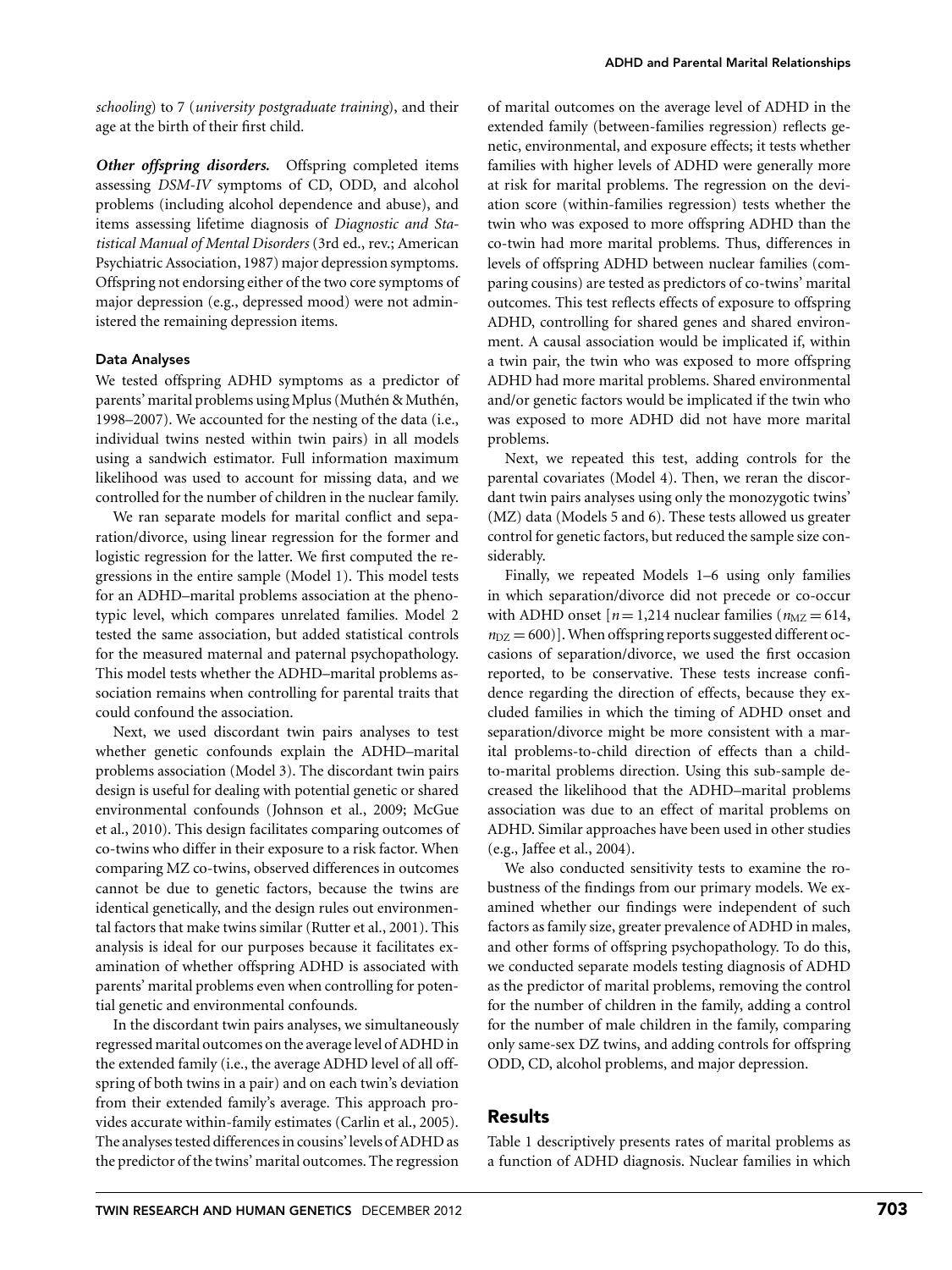*schooling*) to 7 (*university postgraduate training*), and their age at the birth of their first child.

***Other offspring disorders.*** Offspring completed items assessing *DSM-IV* symptoms of CD, ODD, and alcohol problems (including alcohol dependence and abuse), and items assessing lifetime diagnosis of *Diagnostic and Statistical Manual of Mental Disorders* (3rd ed., rev.; American Psychiatric Association, 1987) major depression symptoms. Offspring not endorsing either of the two core symptoms of major depression (e.g., depressed mood) were not administered the remaining depression items.

### Data Analyses

We tested offspring ADHD symptoms as a predictor of parents' marital problems using Mplus (Muthén & Muthén, 1998–2007). We accounted for the nesting of the data (i.e., individual twins nested within twin pairs) in all models using a sandwich estimator. Full information maximum likelihood was used to account for missing data, and we controlled for the number of children in the nuclear family.

We ran separate models for marital conflict and separation/divorce, using linear regression for the former and logistic regression for the latter. We first computed the regressions in the entire sample (Model 1). This model tests for an ADHD–marital problems association at the phenotypic level, which compares unrelated families. Model 2 tested the same association, but added statistical controls for the measured maternal and paternal psychopathology. This model tests whether the ADHD–marital problems association remains when controlling for parental traits that could confound the association.

Next, we used discordant twin pairs analyses to test whether genetic confounds explain the ADHD–marital problems association (Model 3). The discordant twin pairs design is useful for dealing with potential genetic or shared environmental confounds (Johnson et al., 2009; McGue et al., 2010). This design facilitates comparing outcomes of co-twins who differ in their exposure to a risk factor. When comparing MZ co-twins, observed differences in outcomes cannot be due to genetic factors, because the twins are identical genetically, and the design rules out environmental factors that make twins similar (Rutter et al., 2001). This analysis is ideal for our purposes because it facilitates examination of whether offspring ADHD is associated with parents' marital problems even when controlling for potential genetic and environmental confounds.

In the discordant twin pairs analyses, we simultaneously regressed marital outcomes on the average level of ADHD in the extended family (i.e., the average ADHD level of all offspring of both twins in a pair) and on each twin's deviation from their extended family's average. This approach provides accurate within-family estimates (Carlin et al., 2005). The analyses tested differences in cousins' levels of ADHD as the predictor of the twins' marital outcomes. The regression of marital outcomes on the average level of ADHD in the extended family (between-families regression) reflects genetic, environmental, and exposure effects; it tests whether families with higher levels of ADHD were generally more at risk for marital problems. The regression on the deviation score (within-families regression) tests whether the twin who was exposed to more offspring ADHD than the co-twin had more marital problems. Thus, differences in levels of offspring ADHD between nuclear families (comparing cousins) are tested as predictors of co-twins' marital outcomes. This test reflects effects of exposure to offspring ADHD, controlling for shared genes and shared environment. A causal association would be implicated if, within a twin pair, the twin who was exposed to more offspring ADHD had more marital problems. Shared environmental and/or genetic factors would be implicated if the twin who was exposed to more ADHD did not have more marital problems.

Next, we repeated this test, adding controls for the parental covariates (Model 4). Then, we reran the discordant twin pairs analyses using only the monozygotic twins' (MZ) data (Models 5 and 6). These tests allowed us greater control for genetic factors, but reduced the sample size considerably.

Finally, we repeated Models 1–6 using only families in which separation/divorce did not precede or co-occur with ADHD onset [$n = 1{,}214$ nuclear families ($n_{MZ} = 614$, $n_{DZ} = 600$)]. When offspring reports suggested different occasions of separation/divorce, we used the first occasion reported, to be conservative. These tests increase confidence regarding the direction of effects, because they excluded families in which the timing of ADHD onset and separation/divorce might be more consistent with a marital problems-to-child direction of effects than a child-to-marital problems direction. Using this sub-sample decreased the likelihood that the ADHD–marital problems association was due to an effect of marital problems on ADHD. Similar approaches have been used in other studies (e.g., Jaffee et al., 2004).

We also conducted sensitivity tests to examine the robustness of the findings from our primary models. We examined whether our findings were independent of such factors as family size, greater prevalence of ADHD in males, and other forms of offspring psychopathology. To do this, we conducted separate models testing diagnosis of ADHD as the predictor of marital problems, removing the control for the number of children in the family, adding a control for the number of male children in the family, comparing only same-sex DZ twins, and adding controls for offspring ODD, CD, alcohol problems, and major depression.

## Results

Table 1 descriptively presents rates of marital problems as a function of ADHD diagnosis. Nuclear families in which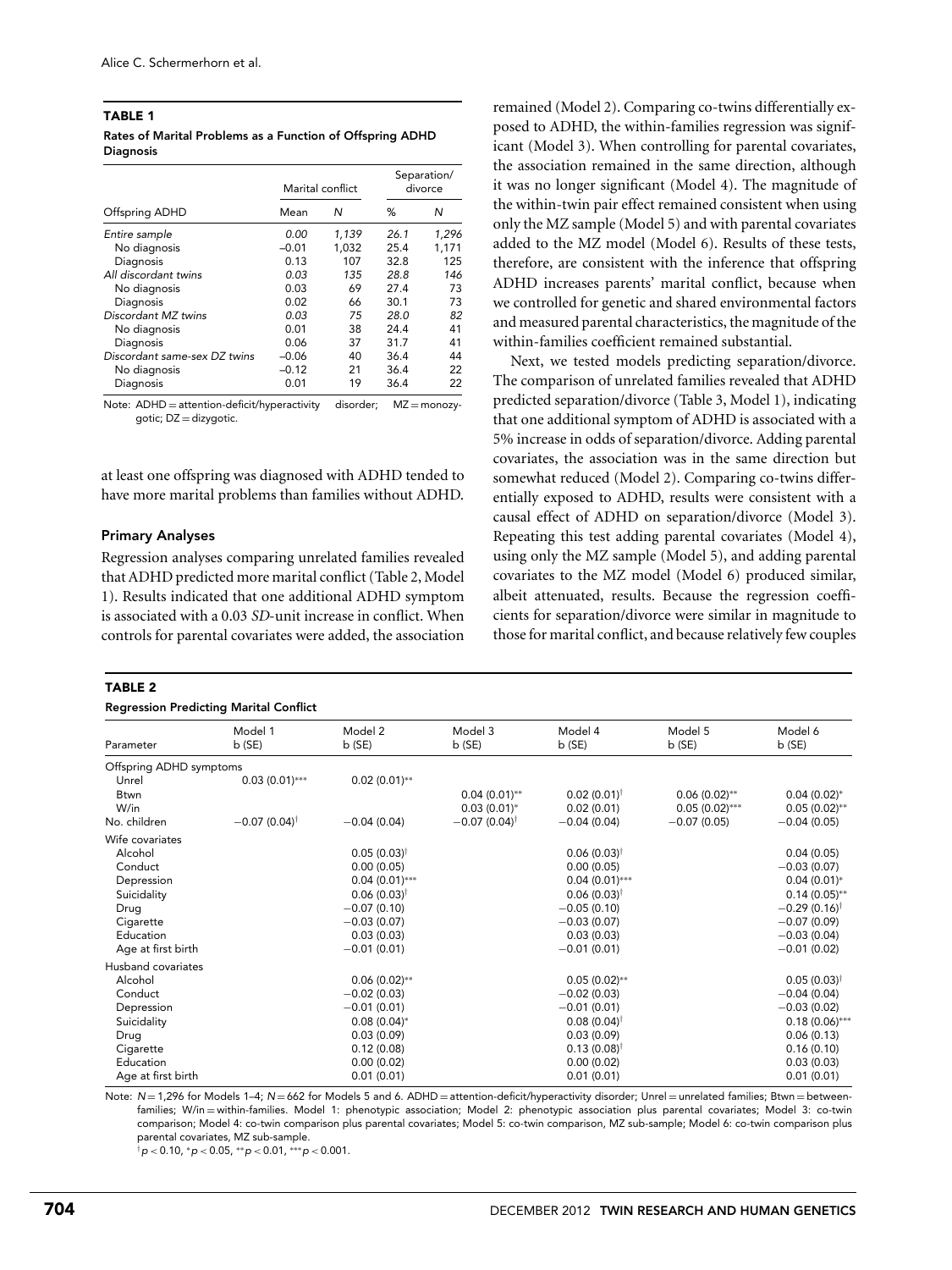**TABLE 1**

**Rates of Marital Problems as a Function of Offspring ADHD Diagnosis**

| Offspring ADHD | Marital conflict | | Separation/divorce | |
|---|---|---|---|---|
| | Mean | *N* | % | *N* |
| *Entire sample* | *0.00* | *1,139* | *26.1* | *1,296* |
| No diagnosis | –0.01 | 1,032 | 25.4 | 1,171 |
| Diagnosis | 0.13 | 107 | 32.8 | 125 |
| *All discordant twins* | *0.03* | *135* | *28.8* | *146* |
| No diagnosis | 0.03 | 69 | 27.4 | 73 |
| Diagnosis | 0.02 | 66 | 30.1 | 73 |
| *Discordant MZ twins* | *0.03* | *75* | *28.0* | *82* |
| No diagnosis | 0.01 | 38 | 24.4 | 41 |
| Diagnosis | 0.06 | 37 | 31.7 | 41 |
| *Discordant same-sex DZ twins* | *–0.06* | *40* | *36.4* | *44* |
| No diagnosis | –0.12 | 21 | 36.4 | 22 |
| Diagnosis | 0.01 | 19 | 36.4 | 22 |

Note: ADHD = attention-deficit/hyperactivity disorder; MZ = monozygotic; DZ = dizygotic.

at least one offspring was diagnosed with ADHD tended to have more marital problems than families without ADHD.

### Primary Analyses

Regression analyses comparing unrelated families revealed that ADHD predicted more marital conflict (Table 2, Model 1). Results indicated that one additional ADHD symptom is associated with a 0.03 *SD*-unit increase in conflict. When controls for parental covariates were added, the association remained (Model 2). Comparing co-twins differentially exposed to ADHD, the within-families regression was significant (Model 3). When controlling for parental covariates, the association remained in the same direction, although it was no longer significant (Model 4). The magnitude of the within-twin pair effect remained consistent when using only the MZ sample (Model 5) and with parental covariates added to the MZ model (Model 6). Results of these tests, therefore, are consistent with the inference that offspring ADHD increases parents' marital conflict, because when we controlled for genetic and shared environmental factors and measured parental characteristics, the magnitude of the within-families coefficient remained substantial.

Next, we tested models predicting separation/divorce. The comparison of unrelated families revealed that ADHD predicted separation/divorce (Table 3, Model 1), indicating that one additional symptom of ADHD is associated with a 5% increase in odds of separation/divorce. Adding parental covariates, the association was in the same direction but somewhat reduced (Model 2). Comparing co-twins differentially exposed to ADHD, results were consistent with a causal effect of ADHD on separation/divorce (Model 3). Repeating this test adding parental covariates (Model 4), using only the MZ sample (Model 5), and adding parental covariates to the MZ model (Model 6) produced similar, albeit attenuated, results. Because the regression coefficients for separation/divorce were similar in magnitude to those for marital conflict, and because relatively few couples

**TABLE 2**

**Regression Predicting Marital Conflict**

| Parameter | Model 1 b (SE) | Model 2 b (SE) | Model 3 b (SE) | Model 4 b (SE) | Model 5 b (SE) | Model 6 b (SE) |
|---|---|---|---|---|---|---|
| Offspring ADHD symptoms | | | | | | |
| Unrel | 0.03 (0.01)*** | 0.02 (0.01)** | | | | |
| Btwn | | | 0.04 (0.01)** | 0.02 (0.01)† | 0.06 (0.02)** | 0.04 (0.02)* |
| W/in | | | 0.03 (0.01)* | 0.02 (0.01) | 0.05 (0.02)*** | 0.05 (0.02)** |
| No. children | −0.07 (0.04)† | −0.04 (0.04) | −0.07 (0.04)† | −0.04 (0.04) | −0.07 (0.05) | −0.04 (0.05) |
| Wife covariates | | | | | | |
| Alcohol | | 0.05 (0.03)† | | 0.06 (0.03)† | | 0.04 (0.05) |
| Conduct | | 0.00 (0.05) | | 0.00 (0.05) | | −0.03 (0.07) |
| Depression | | 0.04 (0.01)*** | | 0.04 (0.01)*** | | 0.04 (0.01)* |
| Suicidality | | 0.06 (0.03)† | | 0.06 (0.03)† | | 0.14 (0.05)** |
| Drug | | −0.07 (0.10) | | −0.05 (0.10) | | −0.29 (0.16)† |
| Cigarette | | −0.03 (0.07) | | −0.03 (0.07) | | −0.07 (0.09) |
| Education | | 0.03 (0.03) | | 0.03 (0.03) | | −0.03 (0.04) |
| Age at first birth | | −0.01 (0.01) | | −0.01 (0.01) | | −0.01 (0.02) |
| Husband covariates | | | | | | |
| Alcohol | | 0.06 (0.02)** | | 0.05 (0.02)** | | 0.05 (0.03)† |
| Conduct | | −0.02 (0.03) | | −0.02 (0.03) | | −0.04 (0.04) |
| Depression | | −0.01 (0.01) | | −0.01 (0.01) | | −0.03 (0.02) |
| Suicidality | | 0.08 (0.04)* | | 0.08 (0.04)† | | 0.18 (0.06)*** |
| Drug | | 0.03 (0.09) | | 0.03 (0.09) | | 0.06 (0.13) |
| Cigarette | | 0.12 (0.08) | | 0.13 (0.08)† | | 0.16 (0.10) |
| Education | | 0.00 (0.02) | | 0.00 (0.02) | | 0.03 (0.03) |
| Age at first birth | | 0.01 (0.01) | | 0.01 (0.01) | | 0.01 (0.01) |

Note: $N = 1{,}296$ for Models 1–4; $N = 662$ for Models 5 and 6. ADHD = attention-deficit/hyperactivity disorder; Unrel = unrelated families; Btwn = between-families; W/in = within-families. Model 1: phenotypic association; Model 2: phenotypic association plus parental covariates; Model 3: co-twin comparison; Model 4: co-twin comparison plus parental covariates; Model 5: co-twin comparison, MZ sub-sample; Model 6: co-twin comparison plus parental covariates, MZ sub-sample.
†$p < 0.10$, *$p < 0.05$, **$p < 0.01$, ***$p < 0.001$.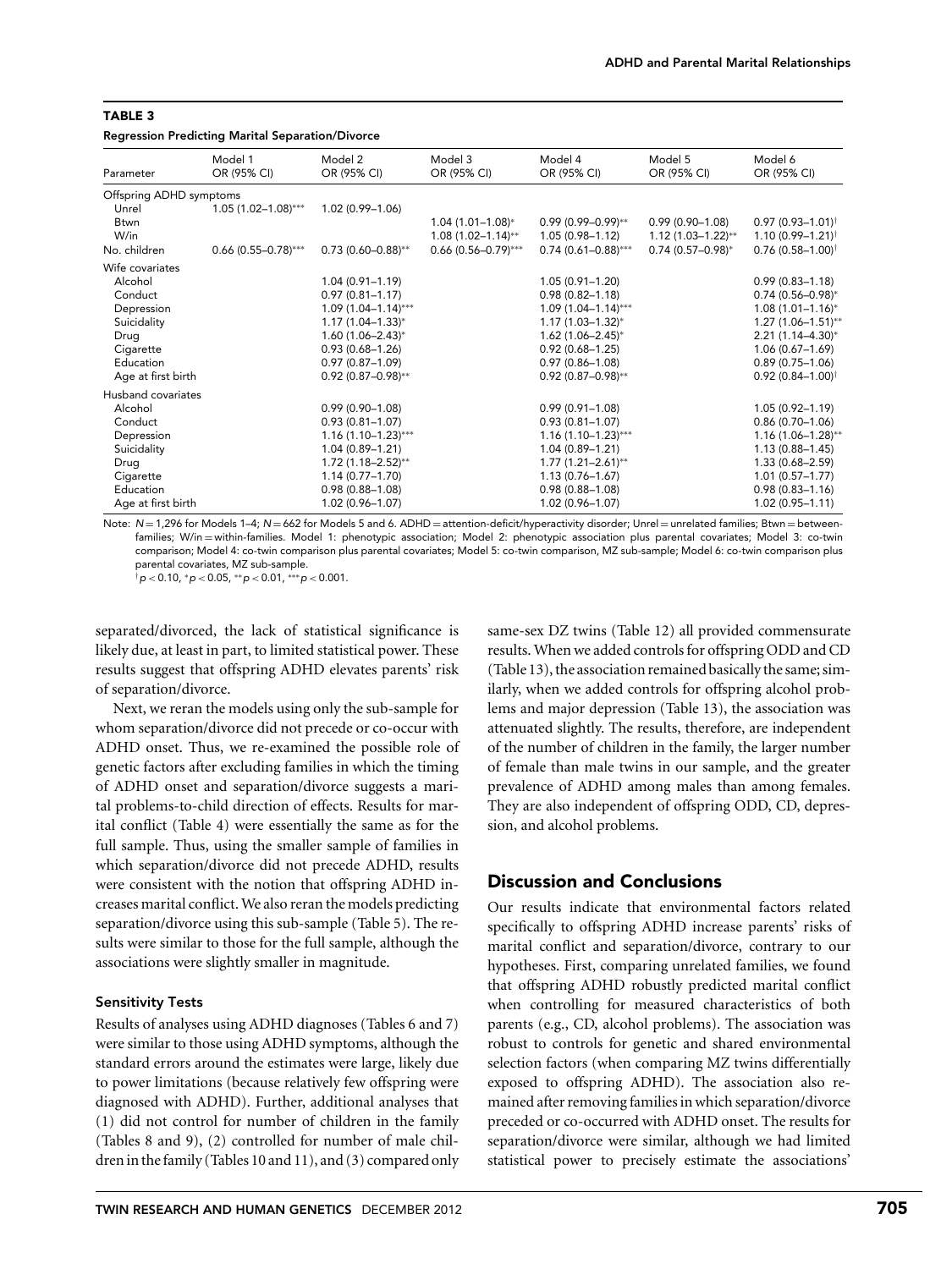**TABLE 3**

**Regression Predicting Marital Separation/Divorce**

| Parameter | Model 1 OR (95% CI) | Model 2 OR (95% CI) | Model 3 OR (95% CI) | Model 4 OR (95% CI) | Model 5 OR (95% CI) | Model 6 OR (95% CI) |
|---|---|---|---|---|---|---|
| Offspring ADHD symptoms | | | | | | |
| Unrel | 1.05 (1.02–1.08)*** | 1.02 (0.99–1.06) | | | | |
| Btwn | | | 1.04 (1.01–1.08)* | 0.99 (0.99–0.99)** | 0.99 (0.90–1.08) | 0.97 (0.93–1.01)† |
| W/in | | | 1.08 (1.02–1.14)** | 1.05 (0.98–1.12) | 1.12 (1.03–1.22)** | 1.10 (0.99–1.21)† |
| No. children | 0.66 (0.55–0.78)*** | 0.73 (0.60–0.88)** | 0.66 (0.56–0.79)*** | 0.74 (0.61–0.88)*** | 0.74 (0.57–0.98)* | 0.76 (0.58–1.00)† |
| Wife covariates | | | | | | |
| Alcohol | | 1.04 (0.91–1.19) | | 1.05 (0.91–1.20) | | 0.99 (0.83–1.18) |
| Conduct | | 0.97 (0.81–1.17) | | 0.98 (0.82–1.18) | | 0.74 (0.56–0.98)* |
| Depression | | 1.09 (1.04–1.14)*** | | 1.09 (1.04–1.14)*** | | 1.08 (1.01–1.16)* |
| Suicidality | | 1.17 (1.04–1.33)* | | 1.17 (1.03–1.32)* | | 1.27 (1.06–1.51)** |
| Drug | | 1.60 (1.06–2.43)* | | 1.62 (1.06–2.45)* | | 2.21 (1.14–4.30)* |
| Cigarette | | 0.93 (0.68–1.26) | | 0.92 (0.68–1.25) | | 1.06 (0.67–1.69) |
| Education | | 0.97 (0.87–1.09) | | 0.97 (0.86–1.08) | | 0.89 (0.75–1.06) |
| Age at first birth | | 0.92 (0.87–0.98)** | | 0.92 (0.87–0.98)** | | 0.92 (0.84–1.00)† |
| Husband covariates | | | | | | |
| Alcohol | | 0.99 (0.90–1.08) | | 0.99 (0.91–1.08) | | 1.05 (0.92–1.19) |
| Conduct | | 0.93 (0.81–1.07) | | 0.93 (0.81–1.07) | | 0.86 (0.70–1.06) |
| Depression | | 1.16 (1.10–1.23)*** | | 1.16 (1.10–1.23)*** | | 1.16 (1.06–1.28)** |
| Suicidality | | 1.04 (0.89–1.21) | | 1.04 (0.89–1.21) | | 1.13 (0.88–1.45) |
| Drug | | 1.72 (1.18–2.52)** | | 1.77 (1.21–2.61)** | | 1.33 (0.68–2.59) |
| Cigarette | | 1.14 (0.77–1.70) | | 1.13 (0.76–1.67) | | 1.01 (0.57–1.77) |
| Education | | 0.98 (0.88–1.08) | | 0.98 (0.88–1.08) | | 0.98 (0.83–1.16) |
| Age at first birth | | 1.02 (0.96–1.07) | | 1.02 (0.96–1.07) | | 1.02 (0.95–1.11) |

Note: $N = 1{,}296$ for Models 1–4; $N = 662$ for Models 5 and 6. ADHD = attention-deficit/hyperactivity disorder; Unrel = unrelated families; Btwn = between-families; W/in = within-families. Model 1: phenotypic association; Model 2: phenotypic association plus parental covariates; Model 3: co-twin comparison; Model 4: co-twin comparison plus parental covariates; Model 5: co-twin comparison, MZ sub-sample; Model 6: co-twin comparison plus parental covariates, MZ sub-sample.
†$p < 0.10$, *$p < 0.05$, **$p < 0.01$, ***$p < 0.001$.

separated/divorced, the lack of statistical significance is likely due, at least in part, to limited statistical power. These results suggest that offspring ADHD elevates parents' risk of separation/divorce.

Next, we reran the models using only the sub-sample for whom separation/divorce did not precede or co-occur with ADHD onset. Thus, we re-examined the possible role of genetic factors after excluding families in which the timing of ADHD onset and separation/divorce suggests a marital problems-to-child direction of effects. Results for marital conflict (Table 4) were essentially the same as for the full sample. Thus, using the smaller sample of families in which separation/divorce did not precede ADHD, results were consistent with the notion that offspring ADHD increases marital conflict. We also reran the models predicting separation/divorce using this sub-sample (Table 5). The results were similar to those for the full sample, although the associations were slightly smaller in magnitude.

### Sensitivity Tests

Results of analyses using ADHD diagnoses (Tables 6 and 7) were similar to those using ADHD symptoms, although the standard errors around the estimates were large, likely due to power limitations (because relatively few offspring were diagnosed with ADHD). Further, additional analyses that (1) did not control for number of children in the family (Tables 8 and 9), (2) controlled for number of male children in the family (Tables 10 and 11), and (3) compared only same-sex DZ twins (Table 12) all provided commensurate results. When we added controls for offspring ODD and CD (Table 13), the association remained basically the same; similarly, when we added controls for offspring alcohol problems and major depression (Table 13), the association was attenuated slightly. The results, therefore, are independent of the number of children in the family, the larger number of female than male twins in our sample, and the greater prevalence of ADHD among males than among females. They are also independent of offspring ODD, CD, depression, and alcohol problems.

## Discussion and Conclusions

Our results indicate that environmental factors related specifically to offspring ADHD increase parents' risks of marital conflict and separation/divorce, contrary to our hypotheses. First, comparing unrelated families, we found that offspring ADHD robustly predicted marital conflict when controlling for measured characteristics of both parents (e.g., CD, alcohol problems). The association was robust to controls for genetic and shared environmental selection factors (when comparing MZ twins differentially exposed to offspring ADHD). The association also remained after removing families in which separation/divorce preceded or co-occurred with ADHD onset. The results for separation/divorce were similar, although we had limited statistical power to precisely estimate the associations'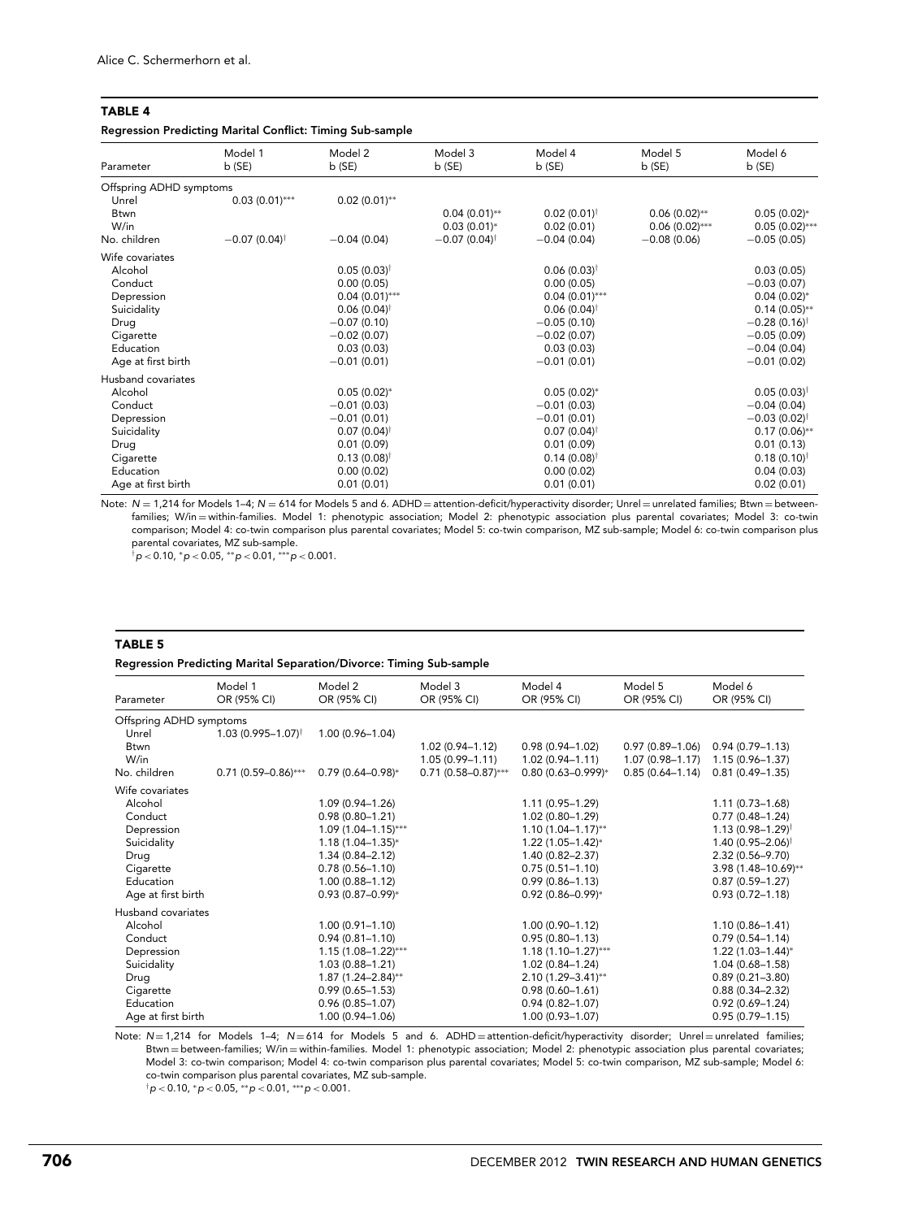**TABLE 4**

**Regression Predicting Marital Conflict: Timing Sub-sample**

| Parameter | Model 1 b (SE) | Model 2 b (SE) | Model 3 b (SE) | Model 4 b (SE) | Model 5 b (SE) | Model 6 b (SE) |
|---|---|---|---|---|---|---|
| Offspring ADHD symptoms | | | | | | |
| Unrel | 0.03 (0.01)*** | 0.02 (0.01)** | | | | |
| Btwn | | | 0.04 (0.01)** | 0.02 (0.01)† | 0.06 (0.02)** | 0.05 (0.02)* |
| W/in | | | 0.03 (0.01)* | 0.02 (0.01) | 0.06 (0.02)*** | 0.05 (0.02)*** |
| No. children | −0.07 (0.04)† | −0.04 (0.04) | −0.07 (0.04)† | −0.04 (0.04) | −0.08 (0.06) | −0.05 (0.05) |
| Wife covariates | | | | | | |
| Alcohol | | 0.05 (0.03)† | | 0.06 (0.03)† | | 0.03 (0.05) |
| Conduct | | 0.00 (0.05) | | 0.00 (0.05) | | −0.03 (0.07) |
| Depression | | 0.04 (0.01)*** | | 0.04 (0.01)*** | | 0.04 (0.02)* |
| Suicidality | | 0.06 (0.04)† | | 0.06 (0.04)† | | 0.14 (0.05)** |
| Drug | | −0.07 (0.10) | | −0.05 (0.10) | | −0.28 (0.16)† |
| Cigarette | | −0.02 (0.07) | | −0.02 (0.07) | | −0.05 (0.09) |
| Education | | 0.03 (0.03) | | 0.03 (0.03) | | −0.04 (0.04) |
| Age at first birth | | −0.01 (0.01) | | −0.01 (0.01) | | −0.01 (0.02) |
| Husband covariates | | | | | | |
| Alcohol | | 0.05 (0.02)* | | 0.05 (0.02)* | | 0.05 (0.03)† |
| Conduct | | −0.01 (0.03) | | −0.01 (0.03) | | −0.04 (0.04) |
| Depression | | −0.01 (0.01) | | −0.01 (0.01) | | −0.03 (0.02)† |
| Suicidality | | 0.07 (0.04)† | | 0.07 (0.04)† | | 0.17 (0.06)** |
| Drug | | 0.01 (0.09) | | 0.01 (0.09) | | 0.01 (0.13) |
| Cigarette | | 0.13 (0.08)† | | 0.14 (0.08)† | | 0.18 (0.10)† |
| Education | | 0.00 (0.02) | | 0.00 (0.02) | | 0.04 (0.03) |
| Age at first birth | | 0.01 (0.01) | | 0.01 (0.01) | | 0.02 (0.01) |

Note: $N = 1{,}214$ for Models 1–4; $N = 614$ for Models 5 and 6. ADHD = attention-deficit/hyperactivity disorder; Unrel = unrelated families; Btwn = between-families; W/in = within-families. Model 1: phenotypic association; Model 2: phenotypic association plus parental covariates; Model 3: co-twin comparison; Model 4: co-twin comparison plus parental covariates; Model 5: co-twin comparison, MZ sub-sample; Model 6: co-twin comparison plus parental covariates, MZ sub-sample.
† $p < 0.10$, * $p < 0.05$, ** $p < 0.01$, *** $p < 0.001$.

**TABLE 5**

**Regression Predicting Marital Separation/Divorce: Timing Sub-sample**

| Parameter | Model 1 OR (95% CI) | Model 2 OR (95% CI) | Model 3 OR (95% CI) | Model 4 OR (95% CI) | Model 5 OR (95% CI) | Model 6 OR (95% CI) |
|---|---|---|---|---|---|---|
| Offspring ADHD symptoms | | | | | | |
| Unrel | 1.03 (0.995–1.07)† | 1.00 (0.96–1.04) | | | | |
| Btwn | | | 1.02 (0.94–1.12) | 0.98 (0.94–1.02) | 0.97 (0.89–1.06) | 0.94 (0.79–1.13) |
| W/in | | | 1.05 (0.99–1.11) | 1.02 (0.94–1.11) | 1.07 (0.98–1.17) | 1.15 (0.96–1.37) |
| No. children | 0.71 (0.59–0.86)*** | 0.79 (0.64–0.98)* | 0.71 (0.58–0.87)*** | 0.80 (0.63–0.999)* | 0.85 (0.64–1.14) | 0.81 (0.49–1.35) |
| Wife covariates | | | | | | |
| Alcohol | | 1.09 (0.94–1.26) | | 1.11 (0.95–1.29) | | 1.11 (0.73–1.68) |
| Conduct | | 0.98 (0.80–1.21) | | 1.02 (0.80–1.29) | | 0.77 (0.48–1.24) |
| Depression | | 1.09 (1.04–1.15)*** | | 1.10 (1.04–1.17)** | | 1.13 (0.98–1.29)† |
| Suicidality | | 1.18 (1.04–1.35)* | | 1.22 (1.05–1.42)* | | 1.40 (0.95–2.06)† |
| Drug | | 1.34 (0.84–2.12) | | 1.40 (0.82–2.37) | | 2.32 (0.56–9.70) |
| Cigarette | | 0.78 (0.56–1.10) | | 0.75 (0.51–1.10) | | 3.98 (1.48–10.69)** |
| Education | | 1.00 (0.88–1.12) | | 0.99 (0.86–1.13) | | 0.87 (0.59–1.27) |
| Age at first birth | | 0.93 (0.87–0.99)* | | 0.92 (0.86–0.99)* | | 0.93 (0.72–1.18) |
| Husband covariates | | | | | | |
| Alcohol | | 1.00 (0.91–1.10) | | 1.00 (0.90–1.12) | | 1.10 (0.86–1.41) |
| Conduct | | 0.94 (0.81–1.10) | | 0.95 (0.80–1.13) | | 0.79 (0.54–1.14) |
| Depression | | 1.15 (1.08–1.22)*** | | 1.18 (1.10–1.27)*** | | 1.22 (1.03–1.44)* |
| Suicidality | | 1.03 (0.88–1.21) | | 1.02 (0.84–1.24) | | 1.04 (0.68–1.58) |
| Drug | | 1.87 (1.24–2.84)** | | 2.10 (1.29–3.41)** | | 0.89 (0.21–3.80) |
| Cigarette | | 0.99 (0.65–1.53) | | 0.98 (0.60–1.61) | | 0.88 (0.34–2.32) |
| Education | | 0.96 (0.85–1.07) | | 0.94 (0.82–1.07) | | 0.92 (0.69–1.24) |
| Age at first birth | | 1.00 (0.94–1.06) | | 1.00 (0.93–1.07) | | 0.95 (0.79–1.15) |

Note: $N = 1{,}214$ for Models 1–4; $N = 614$ for Models 5 and 6. ADHD = attention-deficit/hyperactivity disorder; Unrel = unrelated families; Btwn = between-families; W/in = within-families. Model 1: phenotypic association; Model 2: phenotypic association plus parental covariates; Model 3: co-twin comparison; Model 4: co-twin comparison plus parental covariates; Model 5: co-twin comparison, MZ sub-sample; Model 6: co-twin comparison plus parental covariates, MZ sub-sample.
† $p < 0.10$, * $p < 0.05$, ** $p < 0.01$, *** $p < 0.001$.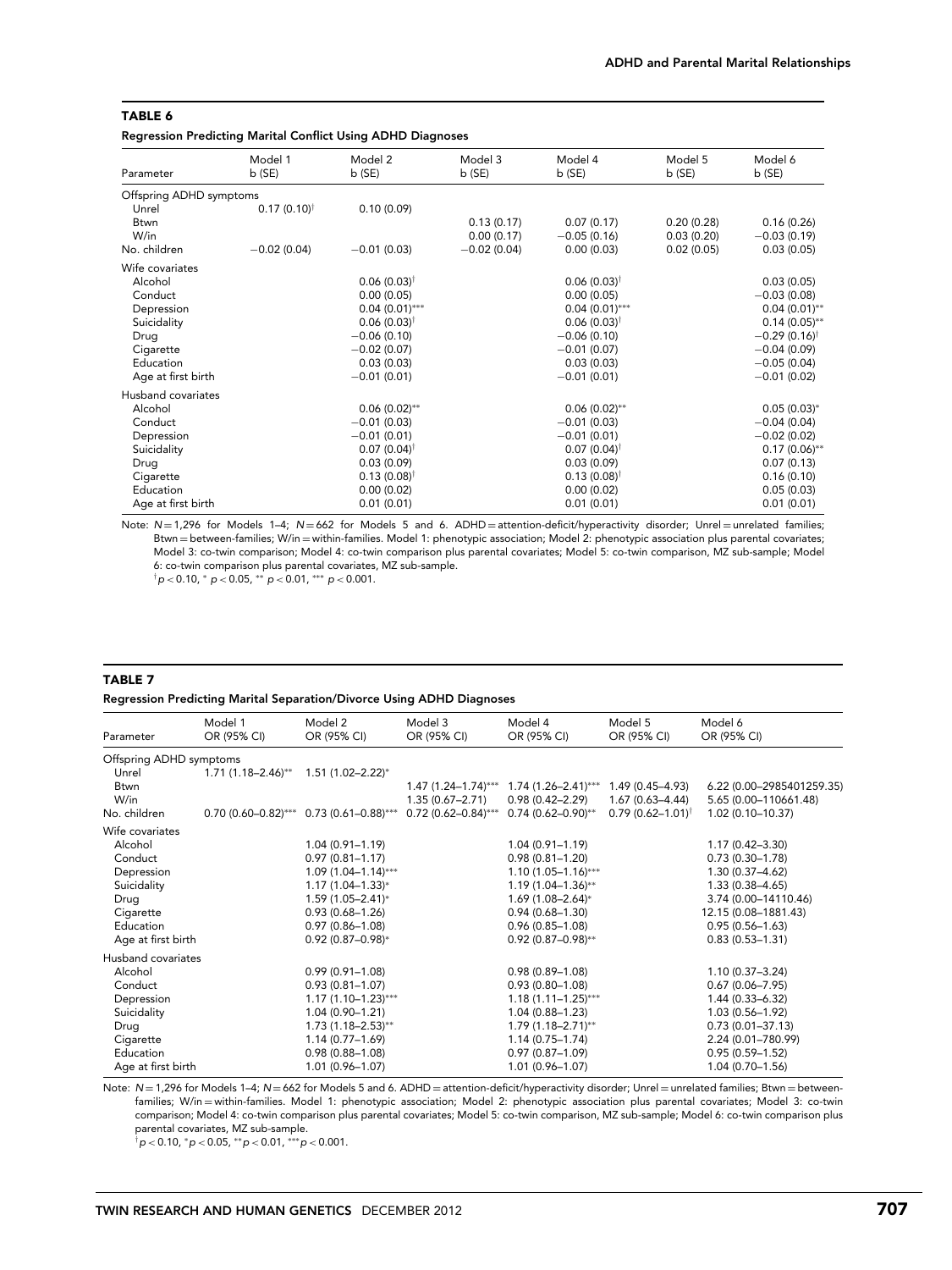**TABLE 6**

**Regression Predicting Marital Conflict Using ADHD Diagnoses**

| Parameter | Model 1 b (SE) | Model 2 b (SE) | Model 3 b (SE) | Model 4 b (SE) | Model 5 b (SE) | Model 6 b (SE) |
|---|---|---|---|---|---|---|
| Offspring ADHD symptoms | | | | | | |
| Unrel | 0.17 (0.10)† | 0.10 (0.09) | | | | |
| Btwn | | | 0.13 (0.17) | 0.07 (0.17) | 0.20 (0.28) | 0.16 (0.26) |
| W/in | | | 0.00 (0.17) | −0.05 (0.16) | 0.03 (0.20) | −0.03 (0.19) |
| No. children | −0.02 (0.04) | −0.01 (0.03) | −0.02 (0.04) | 0.00 (0.03) | 0.02 (0.05) | 0.03 (0.05) |
| Wife covariates | | | | | | |
| Alcohol | | 0.06 (0.03)† | | 0.06 (0.03)† | | 0.03 (0.05) |
| Conduct | | 0.00 (0.05) | | 0.00 (0.05) | | −0.03 (0.08) |
| Depression | | 0.04 (0.01)*** | | 0.04 (0.01)*** | | 0.04 (0.01)** |
| Suicidality | | 0.06 (0.03)† | | 0.06 (0.03)† | | 0.14 (0.05)** |
| Drug | | −0.06 (0.10) | | −0.06 (0.10) | | −0.29 (0.16)† |
| Cigarette | | −0.02 (0.07) | | −0.01 (0.07) | | −0.04 (0.09) |
| Education | | 0.03 (0.03) | | 0.03 (0.03) | | −0.05 (0.04) |
| Age at first birth | | −0.01 (0.01) | | −0.01 (0.01) | | −0.01 (0.02) |
| Husband covariates | | | | | | |
| Alcohol | | 0.06 (0.02)** | | 0.06 (0.02)** | | 0.05 (0.03)* |
| Conduct | | −0.01 (0.03) | | −0.01 (0.03) | | −0.04 (0.04) |
| Depression | | −0.01 (0.01) | | −0.01 (0.01) | | −0.02 (0.02) |
| Suicidality | | 0.07 (0.04)† | | 0.07 (0.04)† | | 0.17 (0.06)** |
| Drug | | 0.03 (0.09) | | 0.03 (0.09) | | 0.07 (0.13) |
| Cigarette | | 0.13 (0.08)† | | 0.13 (0.08)† | | 0.16 (0.10) |
| Education | | 0.00 (0.02) | | 0.00 (0.02) | | 0.05 (0.03) |
| Age at first birth | | 0.01 (0.01) | | 0.01 (0.01) | | 0.01 (0.01) |

Note: $N = 1{,}296$ for Models 1–4; $N = 662$ for Models 5 and 6. ADHD = attention-deficit/hyperactivity disorder; Unrel = unrelated families; Btwn = between-families; W/in = within-families. Model 1: phenotypic association; Model 2: phenotypic association plus parental covariates; Model 3: co-twin comparison; Model 4: co-twin comparison plus parental covariates; Model 5: co-twin comparison, MZ sub-sample; Model 6: co-twin comparison plus parental covariates, MZ sub-sample.
† $p < 0.10$, * $p < 0.05$, ** $p < 0.01$, *** $p < 0.001$.

**TABLE 7**

**Regression Predicting Marital Separation/Divorce Using ADHD Diagnoses**

| Parameter | Model 1 OR (95% CI) | Model 2 OR (95% CI) | Model 3 OR (95% CI) | Model 4 OR (95% CI) | Model 5 OR (95% CI) | Model 6 OR (95% CI) |
|---|---|---|---|---|---|---|
| Offspring ADHD symptoms | | | | | | |
| Unrel | 1.71 (1.18–2.46)** | 1.51 (1.02–2.22)* | | | | |
| Btwn | | | 1.47 (1.24–1.74)*** | 1.74 (1.26–2.41)*** | 1.49 (0.45–4.93) | 6.22 (0.00–2985401259.35) |
| W/in | | | 1.35 (0.67–2.71) | 0.98 (0.42–2.29) | 1.67 (0.63–4.44) | 5.65 (0.00–110661.48) |
| No. children | 0.70 (0.60–0.82)*** | 0.73 (0.61–0.88)*** | 0.72 (0.62–0.84)*** | 0.74 (0.62–0.90)** | 0.79 (0.62–1.01)† | 1.02 (0.10–10.37) |
| Wife covariates | | | | | | |
| Alcohol | | 1.04 (0.91–1.19) | | 1.04 (0.91–1.19) | | 1.17 (0.42–3.30) |
| Conduct | | 0.97 (0.81–1.17) | | 0.98 (0.81–1.20) | | 0.73 (0.30–1.78) |
| Depression | | 1.09 (1.04–1.14)*** | | 1.10 (1.05–1.16)*** | | 1.30 (0.37–4.62) |
| Suicidality | | 1.17 (1.04–1.33)* | | 1.19 (1.04–1.36)** | | 1.33 (0.38–4.65) |
| Drug | | 1.59 (1.05–2.41)* | | 1.69 (1.08–2.64)* | | 3.74 (0.00–14110.46) |
| Cigarette | | 0.93 (0.68–1.26) | | 0.94 (0.68–1.30) | | 12.15 (0.08–1881.43) |
| Education | | 0.97 (0.86–1.08) | | 0.96 (0.85–1.08) | | 0.95 (0.56–1.63) |
| Age at first birth | | 0.92 (0.87–0.98)* | | 0.92 (0.87–0.98)** | | 0.83 (0.53–1.31) |
| Husband covariates | | | | | | |
| Alcohol | | 0.99 (0.91–1.08) | | 0.98 (0.89–1.08) | | 1.10 (0.37–3.24) |
| Conduct | | 0.93 (0.81–1.07) | | 0.93 (0.80–1.08) | | 0.67 (0.06–7.95) |
| Depression | | 1.17 (1.10–1.23)*** | | 1.18 (1.11–1.25)*** | | 1.44 (0.33–6.32) |
| Suicidality | | 1.04 (0.90–1.21) | | 1.04 (0.88–1.23) | | 1.03 (0.56–1.92) |
| Drug | | 1.73 (1.18–2.53)** | | 1.79 (1.18–2.71)** | | 0.73 (0.01–37.13) |
| Cigarette | | 1.14 (0.77–1.69) | | 1.14 (0.75–1.74) | | 2.24 (0.01–780.99) |
| Education | | 0.98 (0.88–1.08) | | 0.97 (0.87–1.09) | | 0.95 (0.59–1.52) |
| Age at first birth | | 1.01 (0.96–1.07) | | 1.01 (0.96–1.07) | | 1.04 (0.70–1.56) |

Note: $N = 1{,}296$ for Models 1–4; $N = 662$ for Models 5 and 6. ADHD = attention-deficit/hyperactivity disorder; Unrel = unrelated families; Btwn = between-families; W/in = within-families. Model 1: phenotypic association; Model 2: phenotypic association plus parental covariates; Model 3: co-twin comparison; Model 4: co-twin comparison plus parental covariates; Model 5: co-twin comparison, MZ sub-sample; Model 6: co-twin comparison plus parental covariates, MZ sub-sample.
† $p < 0.10$, * $p < 0.05$, ** $p < 0.01$, *** $p < 0.001$.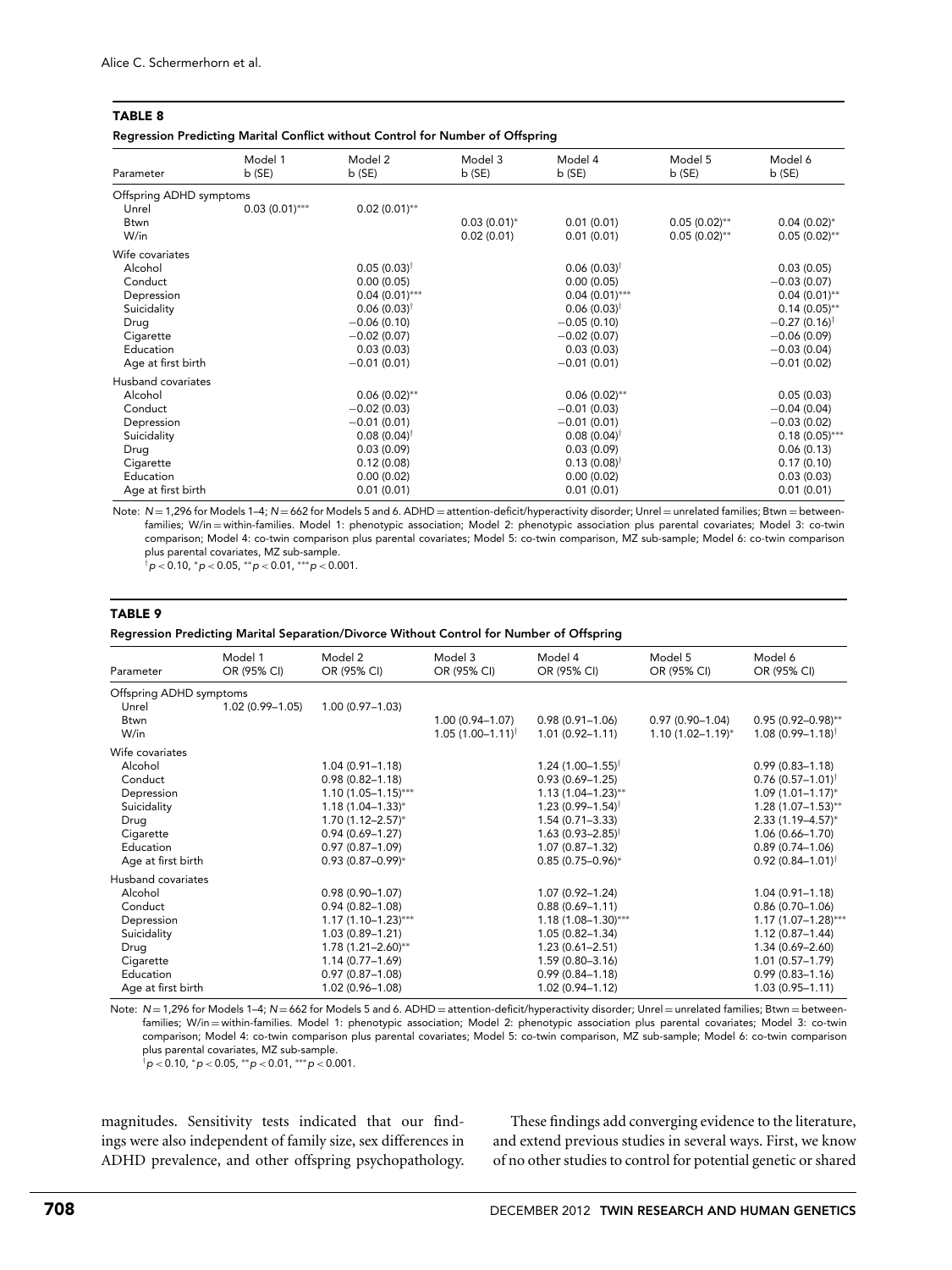**TABLE 8**

**Regression Predicting Marital Conflict without Control for Number of Offspring**

| Parameter | Model 1 b (SE) | Model 2 b (SE) | Model 3 b (SE) | Model 4 b (SE) | Model 5 b (SE) | Model 6 b (SE) |
|---|---|---|---|---|---|---|
| Offspring ADHD symptoms | | | | | | |
| Unrel | 0.03 (0.01)*** | 0.02 (0.01)** | | | | |
| Btwn | | | 0.03 (0.01)* | 0.01 (0.01) | 0.05 (0.02)** | 0.04 (0.02)* |
| W/in | | | 0.02 (0.01) | 0.01 (0.01) | 0.05 (0.02)** | 0.05 (0.02)** |
| Wife covariates | | | | | | |
| Alcohol | | 0.05 (0.03)† | | 0.06 (0.03)† | | 0.03 (0.05) |
| Conduct | | 0.00 (0.05) | | 0.00 (0.05) | | −0.03 (0.07) |
| Depression | | 0.04 (0.01)*** | | 0.04 (0.01)*** | | 0.04 (0.01)** |
| Suicidality | | 0.06 (0.03)† | | 0.06 (0.03)† | | 0.14 (0.05)** |
| Drug | | −0.06 (0.10) | | −0.05 (0.10) | | −0.27 (0.16)† |
| Cigarette | | −0.02 (0.07) | | −0.02 (0.07) | | −0.06 (0.09) |
| Education | | 0.03 (0.03) | | 0.03 (0.03) | | −0.03 (0.04) |
| Age at first birth | | −0.01 (0.01) | | −0.01 (0.01) | | −0.01 (0.02) |
| Husband covariates | | | | | | |
| Alcohol | | 0.06 (0.02)** | | 0.06 (0.02)** | | 0.05 (0.03) |
| Conduct | | −0.02 (0.03) | | −0.01 (0.03) | | −0.04 (0.04) |
| Depression | | −0.01 (0.01) | | −0.01 (0.01) | | −0.03 (0.02) |
| Suicidality | | 0.08 (0.04)† | | 0.08 (0.04)† | | 0.18 (0.05)*** |
| Drug | | 0.03 (0.09) | | 0.03 (0.09) | | 0.06 (0.13) |
| Cigarette | | 0.12 (0.08) | | 0.13 (0.08)† | | 0.17 (0.10) |
| Education | | 0.00 (0.02) | | 0.00 (0.02) | | 0.03 (0.03) |
| Age at first birth | | 0.01 (0.01) | | 0.01 (0.01) | | 0.01 (0.01) |

Note: $N = 1{,}296$ for Models 1–4; $N = 662$ for Models 5 and 6. ADHD = attention-deficit/hyperactivity disorder; Unrel = unrelated families; Btwn = between-families; W/in = within-families. Model 1: phenotypic association; Model 2: phenotypic association plus parental covariates; Model 3: co-twin comparison; Model 4: co-twin comparison plus parental covariates; Model 5: co-twin comparison, MZ sub-sample; Model 6: co-twin comparison plus parental covariates, MZ sub-sample.
†$p < 0.10$, *$p < 0.05$, **$p < 0.01$, ***$p < 0.001$.

**TABLE 9**

**Regression Predicting Marital Separation/Divorce Without Control for Number of Offspring**

| Parameter | Model 1 OR (95% CI) | Model 2 OR (95% CI) | Model 3 OR (95% CI) | Model 4 OR (95% CI) | Model 5 OR (95% CI) | Model 6 OR (95% CI) |
|---|---|---|---|---|---|---|
| Offspring ADHD symptoms | | | | | | |
| Unrel | 1.02 (0.99–1.05) | 1.00 (0.97–1.03) | | | | |
| Btwn | | | 1.00 (0.94–1.07) | 0.98 (0.91–1.06) | 0.97 (0.90–1.04) | 0.95 (0.92–0.98)** |
| W/in | | | 1.05 (1.00–1.11)† | 1.01 (0.92–1.11) | 1.10 (1.02–1.19)* | 1.08 (0.99–1.18)† |
| Wife covariates | | | | | | |
| Alcohol | | 1.04 (0.91–1.18) | | 1.24 (1.00–1.55)† | | 0.99 (0.83–1.18) |
| Conduct | | 0.98 (0.82–1.18) | | 0.93 (0.69–1.25) | | 0.76 (0.57–1.01)† |
| Depression | | 1.10 (1.05–1.15)*** | | 1.13 (1.04–1.23)** | | 1.09 (1.01–1.17)* |
| Suicidality | | 1.18 (1.04–1.33)* | | 1.23 (0.99–1.54)† | | 1.28 (1.07–1.53)** |
| Drug | | 1.70 (1.12–2.57)* | | 1.54 (0.71–3.33) | | 2.33 (1.19–4.57)* |
| Cigarette | | 0.94 (0.69–1.27) | | 1.63 (0.93–2.85)† | | 1.06 (0.66–1.70) |
| Education | | 0.97 (0.87–1.09) | | 1.07 (0.87–1.32) | | 0.89 (0.74–1.06) |
| Age at first birth | | 0.93 (0.87–0.99)* | | 0.85 (0.75–0.96)* | | 0.92 (0.84–1.01)† |
| Husband covariates | | | | | | |
| Alcohol | | 0.98 (0.90–1.07) | | 1.07 (0.92–1.24) | | 1.04 (0.91–1.18) |
| Conduct | | 0.94 (0.82–1.08) | | 0.88 (0.69–1.11) | | 0.86 (0.70–1.06) |
| Depression | | 1.17 (1.10–1.23)*** | | 1.18 (1.08–1.30)*** | | 1.17 (1.07–1.28)*** |
| Suicidality | | 1.03 (0.89–1.21) | | 1.05 (0.82–1.34) | | 1.12 (0.87–1.44) |
| Drug | | 1.78 (1.21–2.60)** | | 1.23 (0.61–2.51) | | 1.34 (0.69–2.60) |
| Cigarette | | 1.14 (0.77–1.69) | | 1.59 (0.80–3.16) | | 1.01 (0.57–1.79) |
| Education | | 0.97 (0.87–1.08) | | 0.99 (0.84–1.18) | | 0.99 (0.83–1.16) |
| Age at first birth | | 1.02 (0.96–1.08) | | 1.02 (0.94–1.12) | | 1.03 (0.95–1.11) |

Note: $N = 1{,}296$ for Models 1–4; $N = 662$ for Models 5 and 6. ADHD = attention-deficit/hyperactivity disorder; Unrel = unrelated families; Btwn = between-families; W/in = within-families. Model 1: phenotypic association; Model 2: phenotypic association plus parental covariates; Model 3: co-twin comparison; Model 4: co-twin comparison plus parental covariates; Model 5: co-twin comparison, MZ sub-sample; Model 6: co-twin comparison plus parental covariates, MZ sub-sample.
†$p < 0.10$, *$p < 0.05$, **$p < 0.01$, ***$p < 0.001$.

magnitudes. Sensitivity tests indicated that our findings were also independent of family size, sex differences in ADHD prevalence, and other offspring psychopathology.

These findings add converging evidence to the literature, and extend previous studies in several ways. First, we know of no other studies to control for potential genetic or shared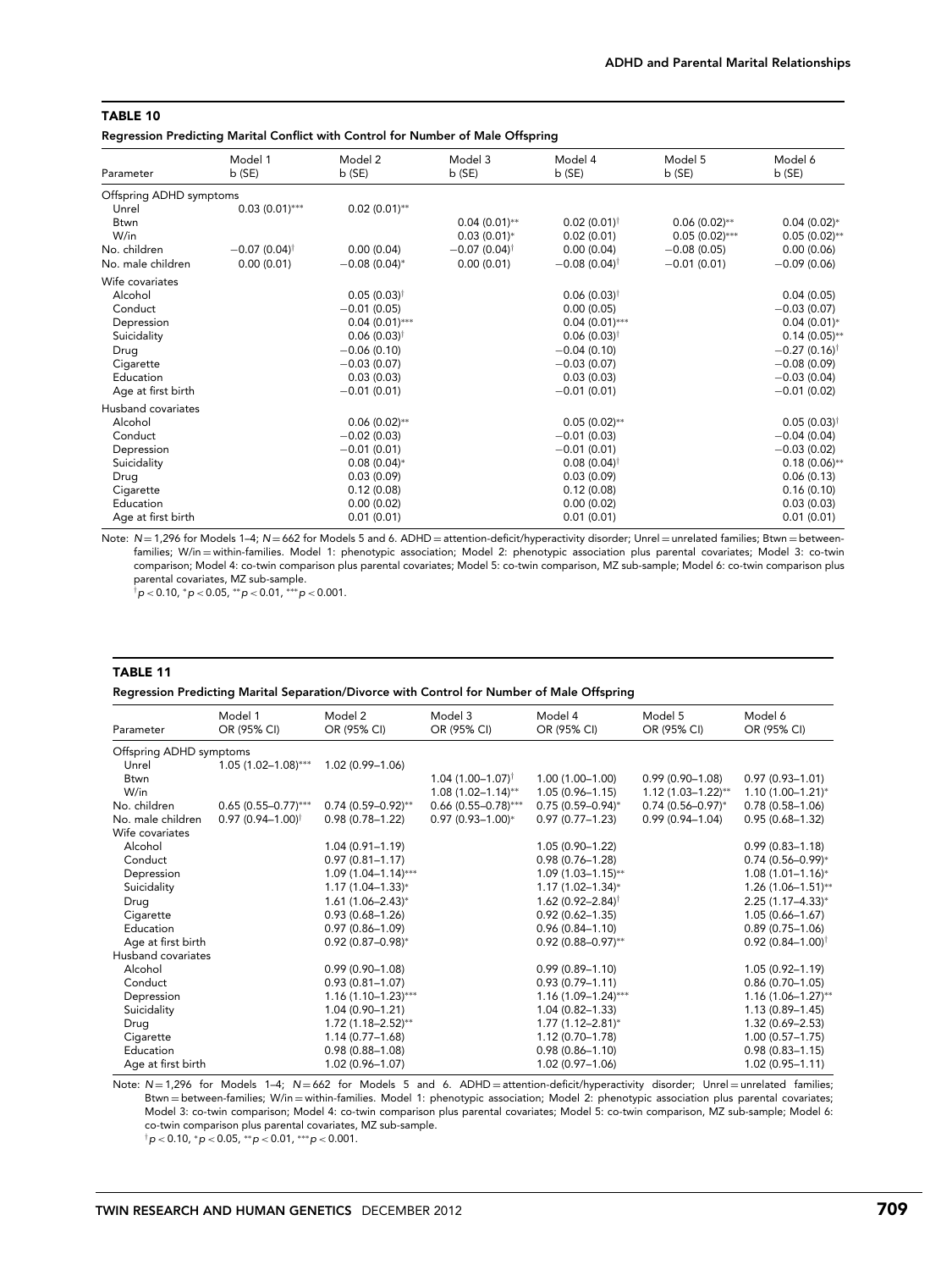**TABLE 10**

**Regression Predicting Marital Conflict with Control for Number of Male Offspring**

| Parameter | Model 1 b (SE) | Model 2 b (SE) | Model 3 b (SE) | Model 4 b (SE) | Model 5 b (SE) | Model 6 b (SE) |
|---|---|---|---|---|---|---|
| Offspring ADHD symptoms | | | | | | |
| Unrel | 0.03 (0.01)*** | 0.02 (0.01)** | | | | |
| Btwn | | | 0.04 (0.01)** | 0.02 (0.01)† | 0.06 (0.02)** | 0.04 (0.02)* |
| W/in | | | 0.03 (0.01)* | 0.02 (0.01) | 0.05 (0.02)*** | 0.05 (0.02)** |
| No. children | −0.07 (0.04)† | 0.00 (0.04) | −0.07 (0.04)† | 0.00 (0.04) | −0.08 (0.05) | 0.00 (0.06) |
| No. male children | 0.00 (0.01) | −0.08 (0.04)* | 0.00 (0.01) | −0.08 (0.04)† | −0.01 (0.01) | −0.09 (0.06) |
| Wife covariates | | | | | | |
| Alcohol | | 0.05 (0.03)† | | 0.06 (0.03)† | | 0.04 (0.05) |
| Conduct | | −0.01 (0.05) | | 0.00 (0.05) | | −0.03 (0.07) |
| Depression | | 0.04 (0.01)*** | | 0.04 (0.01)*** | | 0.04 (0.01)* |
| Suicidality | | 0.06 (0.03)† | | 0.06 (0.03)† | | 0.14 (0.05)** |
| Drug | | −0.06 (0.10) | | −0.04 (0.10) | | −0.27 (0.16)† |
| Cigarette | | −0.03 (0.07) | | −0.03 (0.07) | | −0.08 (0.09) |
| Education | | 0.03 (0.03) | | 0.03 (0.03) | | −0.03 (0.04) |
| Age at first birth | | −0.01 (0.01) | | −0.01 (0.01) | | −0.01 (0.02) |
| Husband covariates | | | | | | |
| Alcohol | | 0.06 (0.02)** | | 0.05 (0.02)** | | 0.05 (0.03)† |
| Conduct | | −0.02 (0.03) | | −0.01 (0.03) | | −0.04 (0.04) |
| Depression | | −0.01 (0.01) | | −0.01 (0.01) | | −0.03 (0.02) |
| Suicidality | | 0.08 (0.04)* | | 0.08 (0.04)† | | 0.18 (0.06)** |
| Drug | | 0.03 (0.09) | | 0.03 (0.09) | | 0.06 (0.13) |
| Cigarette | | 0.12 (0.08) | | 0.12 (0.08) | | 0.16 (0.10) |
| Education | | 0.00 (0.02) | | 0.00 (0.02) | | 0.03 (0.03) |
| Age at first birth | | 0.01 (0.01) | | 0.01 (0.01) | | 0.01 (0.01) |

Note: $N = 1{,}296$ for Models 1–4; $N = 662$ for Models 5 and 6. ADHD = attention-deficit/hyperactivity disorder; Unrel = unrelated families; Btwn = between-families; W/in = within-families. Model 1: phenotypic association; Model 2: phenotypic association plus parental covariates; Model 3: co-twin comparison; Model 4: co-twin comparison plus parental covariates; Model 5: co-twin comparison, MZ sub-sample; Model 6: co-twin comparison plus parental covariates, MZ sub-sample.
†$p < 0.10$, *$p < 0.05$, **$p < 0.01$, ***$p < 0.001$.

**TABLE 11**

**Regression Predicting Marital Separation/Divorce with Control for Number of Male Offspring**

| Parameter | Model 1 OR (95% CI) | Model 2 OR (95% CI) | Model 3 OR (95% CI) | Model 4 OR (95% CI) | Model 5 OR (95% CI) | Model 6 OR (95% CI) |
|---|---|---|---|---|---|---|
| Offspring ADHD symptoms | | | | | | |
| Unrel | 1.05 (1.02–1.08)*** | 1.02 (0.99–1.06) | | | | |
| Btwn | | | 1.04 (1.00–1.07)† | 1.00 (1.00–1.00) | 0.99 (0.90–1.08) | 0.97 (0.93–1.01) |
| W/in | | | 1.08 (1.02–1.14)** | 1.05 (0.96–1.15) | 1.12 (1.03–1.22)** | 1.10 (1.00–1.21)* |
| No. children | 0.65 (0.55–0.77)*** | 0.74 (0.59–0.92)** | 0.66 (0.55–0.78)*** | 0.75 (0.59–0.94)* | 0.74 (0.56–0.97)* | 0.78 (0.58–1.06) |
| No. male children | 0.97 (0.94–1.00)† | 0.98 (0.78–1.22) | 0.97 (0.93–1.00)* | 0.97 (0.77–1.23) | 0.99 (0.94–1.04) | 0.95 (0.68–1.32) |
| Wife covariates | | | | | | |
| Alcohol | | 1.04 (0.91–1.19) | | 1.05 (0.90–1.22) | | 0.99 (0.83–1.18) |
| Conduct | | 0.97 (0.81–1.17) | | 0.98 (0.76–1.28) | | 0.74 (0.56–0.99)* |
| Depression | | 1.09 (1.04–1.14)*** | | 1.09 (1.03–1.15)** | | 1.08 (1.01–1.16)* |
| Suicidality | | 1.17 (1.04–1.33)* | | 1.17 (1.02–1.34)* | | 1.26 (1.06–1.51)** |
| Drug | | 1.61 (1.06–2.43)* | | 1.62 (0.92–2.84)† | | 2.25 (1.17–4.33)* |
| Cigarette | | 0.93 (0.68–1.26) | | 0.92 (0.62–1.35) | | 1.05 (0.66–1.67) |
| Education | | 0.97 (0.86–1.09) | | 0.96 (0.84–1.10) | | 0.89 (0.75–1.06) |
| Age at first birth | | 0.92 (0.87–0.98)* | | 0.92 (0.88–0.97)** | | 0.92 (0.84–1.00)† |
| Husband covariates | | | | | | |
| Alcohol | | 0.99 (0.90–1.08) | | 0.99 (0.89–1.10) | | 1.05 (0.92–1.19) |
| Conduct | | 0.93 (0.81–1.07) | | 0.93 (0.79–1.11) | | 0.86 (0.70–1.05) |
| Depression | | 1.16 (1.10–1.23)*** | | 1.16 (1.09–1.24)*** | | 1.16 (1.06–1.27)** |
| Suicidality | | 1.04 (0.90–1.21) | | 1.04 (0.82–1.33) | | 1.13 (0.89–1.45) |
| Drug | | 1.72 (1.18–2.52)** | | 1.77 (1.12–2.81)* | | 1.32 (0.69–2.53) |
| Cigarette | | 1.14 (0.77–1.68) | | 1.12 (0.70–1.78) | | 1.00 (0.57–1.75) |
| Education | | 0.98 (0.88–1.08) | | 0.98 (0.86–1.10) | | 0.98 (0.83–1.15) |
| Age at first birth | | 1.02 (0.96–1.07) | | 1.02 (0.97–1.06) | | 1.02 (0.95–1.11) |

Note: $N = 1{,}296$ for Models 1–4; $N = 662$ for Models 5 and 6. ADHD = attention-deficit/hyperactivity disorder; Unrel = unrelated families; Btwn = between-families; W/in = within-families. Model 1: phenotypic association; Model 2: phenotypic association plus parental covariates; Model 3: co-twin comparison; Model 4: co-twin comparison plus parental covariates; Model 5: co-twin comparison, MZ sub-sample; Model 6: co-twin comparison plus parental covariates, MZ sub-sample.
†$p < 0.10$, *$p < 0.05$, **$p < 0.01$, ***$p < 0.001$.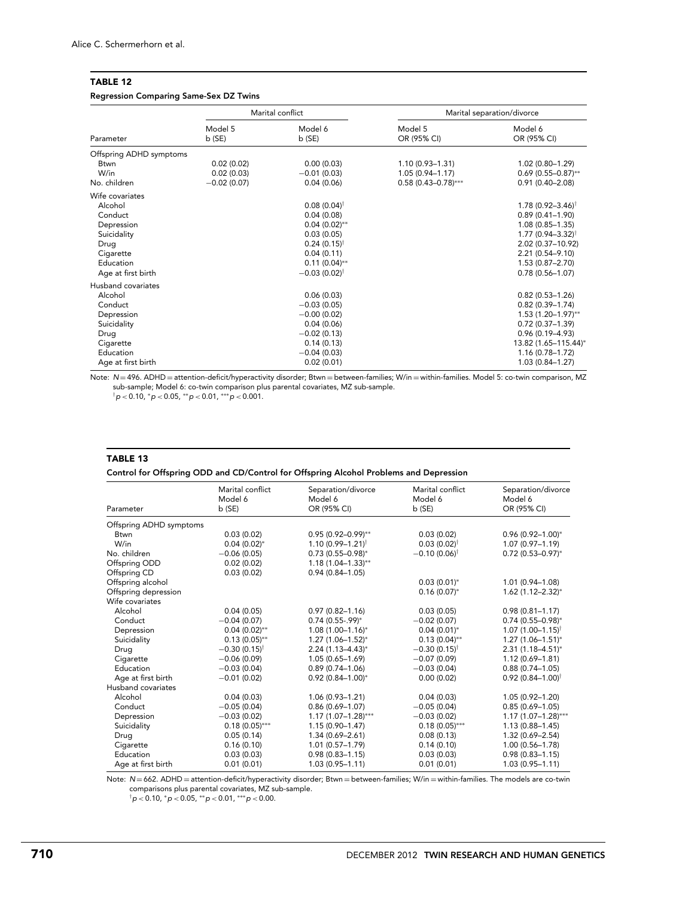**TABLE 12**

**Regression Comparing Same-Sex DZ Twins**

| Parameter | Marital conflict | | Marital separation/divorce | |
|---|---|---|---|---|
| | Model 5 b (SE) | Model 6 b (SE) | Model 5 OR (95% CI) | Model 6 OR (95% CI) |
| Offspring ADHD symptoms | | | | |
| Btwn | 0.02 (0.02) | 0.00 (0.03) | 1.10 (0.93–1.31) | 1.02 (0.80–1.29) |
| W/in | 0.02 (0.03) | −0.01 (0.03) | 1.05 (0.94–1.17) | 0.69 (0.55–0.87)** |
| No. children | −0.02 (0.07) | 0.04 (0.06) | 0.58 (0.43–0.78)*** | 0.91 (0.40–2.08) |
| Wife covariates | | | | |
| Alcohol | | 0.08 (0.04)† | | 1.78 (0.92–3.46)† |
| Conduct | | 0.04 (0.08) | | 0.89 (0.41–1.90) |
| Depression | | 0.04 (0.02)** | | 1.08 (0.85–1.35) |
| Suicidality | | 0.03 (0.05) | | 1.77 (0.94–3.32)† |
| Drug | | 0.24 (0.15)† | | 2.02 (0.37–10.92) |
| Cigarette | | 0.04 (0.11) | | 2.21 (0.54–9.10) |
| Education | | 0.11 (0.04)** | | 1.53 (0.87–2.70) |
| Age at first birth | | −0.03 (0.02)† | | 0.78 (0.56–1.07) |
| Husband covariates | | | | |
| Alcohol | | 0.06 (0.03) | | 0.82 (0.53–1.26) |
| Conduct | | −0.03 (0.05) | | 0.82 (0.39–1.74) |
| Depression | | −0.00 (0.02) | | 1.53 (1.20–1.97)** |
| Suicidality | | 0.04 (0.06) | | 0.72 (0.37–1.39) |
| Drug | | −0.02 (0.13) | | 0.96 (0.19–4.93) |
| Cigarette | | 0.14 (0.13) | | 13.82 (1.65–115.44)* |
| Education | | −0.04 (0.03) | | 1.16 (0.78–1.72) |
| Age at first birth | | 0.02 (0.01) | | 1.03 (0.84–1.27) |

Note: $N = 496$. ADHD = attention-deficit/hyperactivity disorder; Btwn = between-families; W/in = within-families. Model 5: co-twin comparison, MZ sub-sample; Model 6: co-twin comparison plus parental covariates, MZ sub-sample.
†$p < 0.10$, *$p < 0.05$, **$p < 0.01$, ***$p < 0.001$.

**TABLE 13**

**Control for Offspring ODD and CD/Control for Offspring Alcohol Problems and Depression**

| Parameter | Marital conflict Model 6 b (SE) | Separation/divorce Model 6 OR (95% CI) | Marital conflict Model 6 b (SE) | Separation/divorce Model 6 OR (95% CI) |
|---|---|---|---|---|
| Offspring ADHD symptoms | | | | |
| Btwn | 0.03 (0.02) | 0.95 (0.92–0.99)** | 0.03 (0.02) | 0.96 (0.92–1.00)* |
| W/in | 0.04 (0.02)* | 1.10 (0.99–1.21)† | 0.03 (0.02)† | 1.07 (0.97–1.19) |
| No. children | −0.06 (0.05) | 0.73 (0.55–0.98)* | −0.10 (0.06)† | 0.72 (0.53–0.97)* |
| Offspring ODD | 0.02 (0.02) | 1.18 (1.04–1.33)** | | |
| Offspring CD | 0.03 (0.02) | 0.94 (0.84–1.05) | | |
| Offspring alcohol | | | 0.03 (0.01)* | 1.01 (0.94–1.08) |
| Offspring depression | | | 0.16 (0.07)* | 1.62 (1.12–2.32)* |
| Wife covariates | | | | |
| Alcohol | 0.04 (0.05) | 0.97 (0.82–1.16) | 0.03 (0.05) | 0.98 (0.81–1.17) |
| Conduct | −0.04 (0.07) | 0.74 (0.55-.99)* | −0.02 (0.07) | 0.74 (0.55–0.98)* |
| Depression | 0.04 (0.02)** | 1.08 (1.00–1.16)* | 0.04 (0.01)* | 1.07 (1.00–1.15)† |
| Suicidality | 0.13 (0.05)** | 1.27 (1.06–1.52)* | 0.13 (0.04)** | 1.27 (1.06–1.51)* |
| Drug | −0.30 (0.15)† | 2.24 (1.13–4.43)* | −0.30 (0.15)† | 2.31 (1.18–4.51)* |
| Cigarette | −0.06 (0.09) | 1.05 (0.65–1.69) | −0.07 (0.09) | 1.12 (0.69–1.81) |
| Education | −0.03 (0.04) | 0.89 (0.74–1.06) | −0.03 (0.04) | 0.88 (0.74–1.05) |
| Age at first birth | −0.01 (0.02) | 0.92 (0.84–1.00)* | 0.00 (0.02) | 0.92 (0.84–1.00)† |
| Husband covariates | | | | |
| Alcohol | 0.04 (0.03) | 1.06 (0.93–1.21) | 0.04 (0.03) | 1.05 (0.92–1.20) |
| Conduct | −0.05 (0.04) | 0.86 (0.69–1.07) | −0.05 (0.04) | 0.85 (0.69–1.05) |
| Depression | −0.03 (0.02) | 1.17 (1.07–1.28)*** | −0.03 (0.02) | 1.17 (1.07–1.28)*** |
| Suicidality | 0.18 (0.05)*** | 1.15 (0.90–1.47) | 0.18 (0.05)*** | 1.13 (0.88–1.45) |
| Drug | 0.05 (0.14) | 1.34 (0.69–2.61) | 0.08 (0.13) | 1.32 (0.69–2.54) |
| Cigarette | 0.16 (0.10) | 1.01 (0.57–1.79) | 0.14 (0.10) | 1.00 (0.56–1.78) |
| Education | 0.03 (0.03) | 0.98 (0.83–1.15) | 0.03 (0.03) | 0.98 (0.83–1.15) |
| Age at first birth | 0.01 (0.01) | 1.03 (0.95–1.11) | 0.01 (0.01) | 1.03 (0.95–1.11) |

Note: $N = 662$. ADHD = attention-deficit/hyperactivity disorder; Btwn = between-families; W/in = within-families. The models are co-twin comparisons plus parental covariates, MZ sub-sample.
†$p < 0.10$, *$p < 0.05$, **$p < 0.01$, ***$p < 0.00$.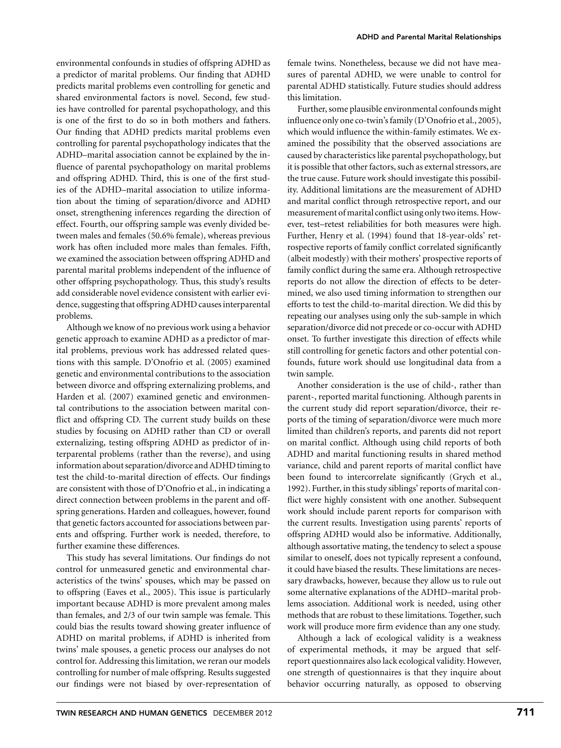environmental confounds in studies of offspring ADHD as a predictor of marital problems. Our finding that ADHD predicts marital problems even controlling for genetic and shared environmental factors is novel. Second, few studies have controlled for parental psychopathology, and this is one of the first to do so in both mothers and fathers. Our finding that ADHD predicts marital problems even controlling for parental psychopathology indicates that the ADHD–marital association cannot be explained by the influence of parental psychopathology on marital problems and offspring ADHD. Third, this is one of the first studies of the ADHD–marital association to utilize information about the timing of separation/divorce and ADHD onset, strengthening inferences regarding the direction of effect. Fourth, our offspring sample was evenly divided between males and females (50.6% female), whereas previous work has often included more males than females. Fifth, we examined the association between offspring ADHD and parental marital problems independent of the influence of other offspring psychopathology. Thus, this study's results add considerable novel evidence consistent with earlier evidence, suggesting that offspring ADHD causes interparental problems.

Although we know of no previous work using a behavior genetic approach to examine ADHD as a predictor of marital problems, previous work has addressed related questions with this sample. D'Onofrio et al. (2005) examined genetic and environmental contributions to the association between divorce and offspring externalizing problems, and Harden et al. (2007) examined genetic and environmental contributions to the association between marital conflict and offspring CD. The current study builds on these studies by focusing on ADHD rather than CD or overall externalizing, testing offspring ADHD as predictor of interparental problems (rather than the reverse), and using information about separation/divorce and ADHD timing to test the child-to-marital direction of effects. Our findings are consistent with those of D'Onofrio et al., in indicating a direct connection between problems in the parent and offspring generations. Harden and colleagues, however, found that genetic factors accounted for associations between parents and offspring. Further work is needed, therefore, to further examine these differences.

This study has several limitations. Our findings do not control for unmeasured genetic and environmental characteristics of the twins' spouses, which may be passed on to offspring (Eaves et al., 2005). This issue is particularly important because ADHD is more prevalent among males than females, and 2/3 of our twin sample was female. This could bias the results toward showing greater influence of ADHD on marital problems, if ADHD is inherited from twins' male spouses, a genetic process our analyses do not control for. Addressing this limitation, we reran our models controlling for number of male offspring. Results suggested our findings were not biased by over-representation of female twins. Nonetheless, because we did not have measures of parental ADHD, we were unable to control for parental ADHD statistically. Future studies should address this limitation.

Further, some plausible environmental confounds might influence only one co-twin's family (D'Onofrio et al., 2005), which would influence the within-family estimates. We examined the possibility that the observed associations are caused by characteristics like parental psychopathology, but it is possible that other factors, such as external stressors, are the true cause. Future work should investigate this possibility. Additional limitations are the measurement of ADHD and marital conflict through retrospective report, and our measurement of marital conflict using only two items. However, test–retest reliabilities for both measures were high. Further, Henry et al. (1994) found that 18-year-olds' retrospective reports of family conflict correlated significantly (albeit modestly) with their mothers' prospective reports of family conflict during the same era. Although retrospective reports do not allow the direction of effects to be determined, we also used timing information to strengthen our efforts to test the child-to-marital direction. We did this by repeating our analyses using only the sub-sample in which separation/divorce did not precede or co-occur with ADHD onset. To further investigate this direction of effects while still controlling for genetic factors and other potential confounds, future work should use longitudinal data from a twin sample.

Another consideration is the use of child-, rather than parent-, reported marital functioning. Although parents in the current study did report separation/divorce, their reports of the timing of separation/divorce were much more limited than children's reports, and parents did not report on marital conflict. Although using child reports of both ADHD and marital functioning results in shared method variance, child and parent reports of marital conflict have been found to intercorrelate significantly (Grych et al., 1992). Further, in this study siblings' reports of marital conflict were highly consistent with one another. Subsequent work should include parent reports for comparison with the current results. Investigation using parents' reports of offspring ADHD would also be informative. Additionally, although assortative mating, the tendency to select a spouse similar to oneself, does not typically represent a confound, it could have biased the results. These limitations are necessary drawbacks, however, because they allow us to rule out some alternative explanations of the ADHD–marital problems association. Additional work is needed, using other methods that are robust to these limitations. Together, such work will produce more firm evidence than any one study.

Although a lack of ecological validity is a weakness of experimental methods, it may be argued that self-report questionnaires also lack ecological validity. However, one strength of questionnaires is that they inquire about behavior occurring naturally, as opposed to observing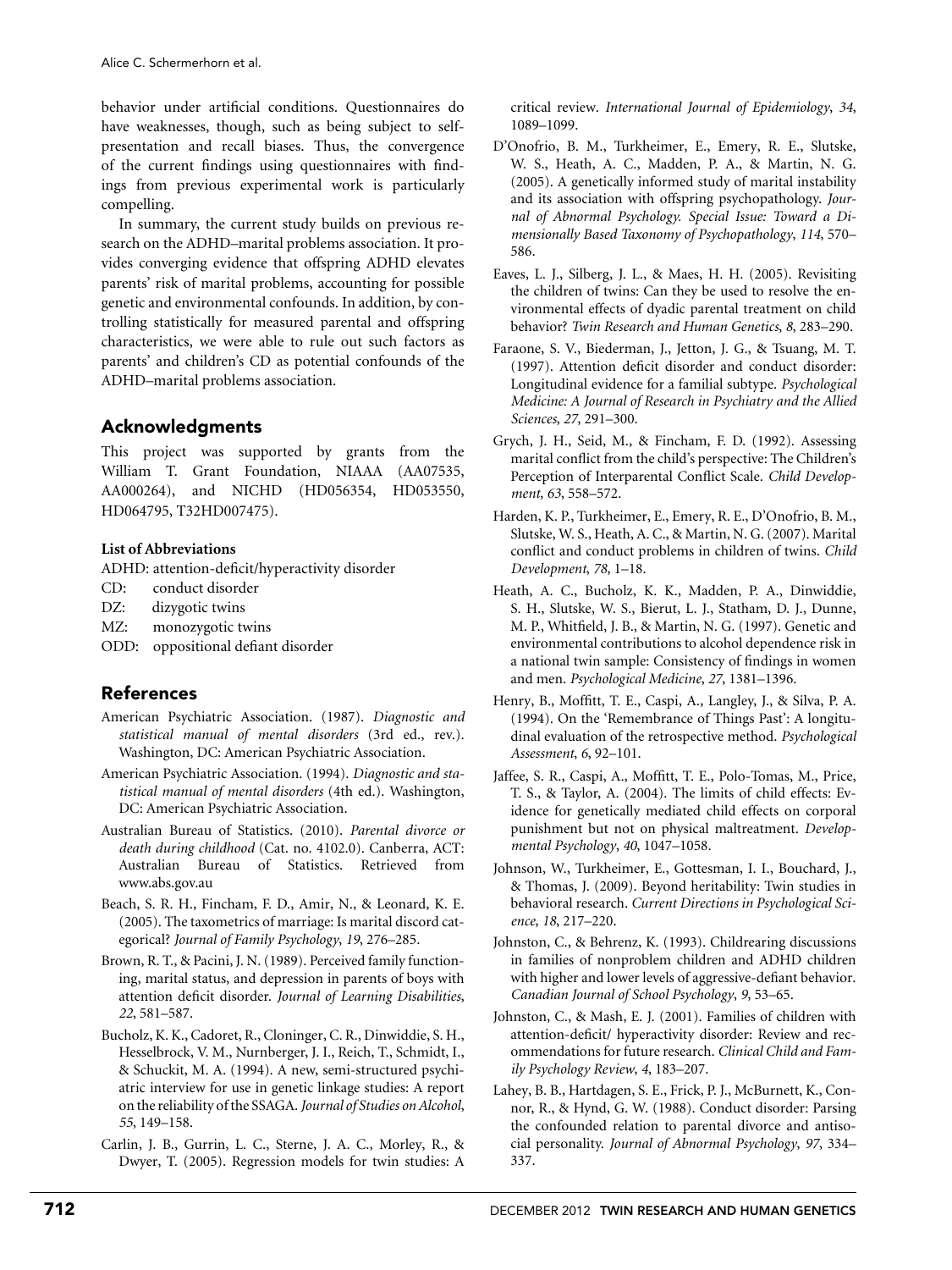behavior under artificial conditions. Questionnaires do have weaknesses, though, such as being subject to self-presentation and recall biases. Thus, the convergence of the current findings using questionnaires with findings from previous experimental work is particularly compelling.

In summary, the current study builds on previous research on the ADHD–marital problems association. It provides converging evidence that offspring ADHD elevates parents' risk of marital problems, accounting for possible genetic and environmental confounds. In addition, by controlling statistically for measured parental and offspring characteristics, we were able to rule out such factors as parents' and children's CD as potential confounds of the ADHD–marital problems association.

## Acknowledgments

This project was supported by grants from the William T. Grant Foundation, NIAAA (AA07535, AA000264), and NICHD (HD056354, HD053550, HD064795, T32HD007475).

**List of Abbreviations**

ADHD: attention-deficit/hyperactivity disorder
CD: conduct disorder
DZ: dizygotic twins
MZ: monozygotic twins
ODD: oppositional defiant disorder

## References

American Psychiatric Association. (1987). *Diagnostic and statistical manual of mental disorders* (3rd ed., rev.). Washington, DC: American Psychiatric Association.

American Psychiatric Association. (1994). *Diagnostic and statistical manual of mental disorders* (4th ed.). Washington, DC: American Psychiatric Association.

Australian Bureau of Statistics. (2010). *Parental divorce or death during childhood* (Cat. no. 4102.0). Canberra, ACT: Australian Bureau of Statistics. Retrieved from www.abs.gov.au

Beach, S. R. H., Fincham, F. D., Amir, N., & Leonard, K. E. (2005). The taxometrics of marriage: Is marital discord categorical? *Journal of Family Psychology*, *19*, 276–285.

Brown, R. T., & Pacini, J. N. (1989). Perceived family functioning, marital status, and depression in parents of boys with attention deficit disorder. *Journal of Learning Disabilities*, *22*, 581–587.

Bucholz, K. K., Cadoret, R., Cloninger, C. R., Dinwiddie, S. H., Hesselbrock, V. M., Nurnberger, J. I., Reich, T., Schmidt, I., & Schuckit, M. A. (1994). A new, semi-structured psychiatric interview for use in genetic linkage studies: A report on the reliability of the SSAGA. *Journal of Studies on Alcohol*, *55*, 149–158.

Carlin, J. B., Gurrin, L. C., Sterne, J. A. C., Morley, R., & Dwyer, T. (2005). Regression models for twin studies: A critical review. *International Journal of Epidemiology*, *34*, 1089–1099.

D'Onofrio, B. M., Turkheimer, E., Emery, R. E., Slutske, W. S., Heath, A. C., Madden, P. A., & Martin, N. G. (2005). A genetically informed study of marital instability and its association with offspring psychopathology. *Journal of Abnormal Psychology. Special Issue: Toward a Dimensionally Based Taxonomy of Psychopathology*, *114*, 570–586.

Eaves, L. J., Silberg, J. L., & Maes, H. H. (2005). Revisiting the children of twins: Can they be used to resolve the environmental effects of dyadic parental treatment on child behavior? *Twin Research and Human Genetics*, *8*, 283–290.

Faraone, S. V., Biederman, J., Jetton, J. G., & Tsuang, M. T. (1997). Attention deficit disorder and conduct disorder: Longitudinal evidence for a familial subtype. *Psychological Medicine: A Journal of Research in Psychiatry and the Allied Sciences*, *27*, 291–300.

Grych, J. H., Seid, M., & Fincham, F. D. (1992). Assessing marital conflict from the child's perspective: The Children's Perception of Interparental Conflict Scale. *Child Development*, *63*, 558–572.

Harden, K. P., Turkheimer, E., Emery, R. E., D'Onofrio, B. M., Slutske, W. S., Heath, A. C., & Martin, N. G. (2007). Marital conflict and conduct problems in children of twins. *Child Development*, *78*, 1–18.

Heath, A. C., Bucholz, K. K., Madden, P. A., Dinwiddie, S. H., Slutske, W. S., Bierut, L. J., Statham, D. J., Dunne, M. P., Whitfield, J. B., & Martin, N. G. (1997). Genetic and environmental contributions to alcohol dependence risk in a national twin sample: Consistency of findings in women and men. *Psychological Medicine*, *27*, 1381–1396.

Henry, B., Moffitt, T. E., Caspi, A., Langley, J., & Silva, P. A. (1994). On the 'Remembrance of Things Past': A longitudinal evaluation of the retrospective method. *Psychological Assessment*, *6*, 92–101.

Jaffee, S. R., Caspi, A., Moffitt, T. E., Polo-Tomas, M., Price, T. S., & Taylor, A. (2004). The limits of child effects: Evidence for genetically mediated child effects on corporal punishment but not on physical maltreatment. *Developmental Psychology*, *40*, 1047–1058.

Johnson, W., Turkheimer, E., Gottesman, I. I., Bouchard, J., & Thomas, J. (2009). Beyond heritability: Twin studies in behavioral research. *Current Directions in Psychological Science*, *18*, 217–220.

Johnston, C., & Behrenz, K. (1993). Childrearing discussions in families of nonproblem children and ADHD children with higher and lower levels of aggressive-defiant behavior. *Canadian Journal of School Psychology*, *9*, 53–65.

Johnston, C., & Mash, E. J. (2001). Families of children with attention-deficit/ hyperactivity disorder: Review and recommendations for future research. *Clinical Child and Family Psychology Review*, *4*, 183–207.

Lahey, B. B., Hartdagen, S. E., Frick, P. J., McBurnett, K., Connor, R., & Hynd, G. W. (1988). Conduct disorder: Parsing the confounded relation to parental divorce and antisocial personality. *Journal of Abnormal Psychology*, *97*, 334–337.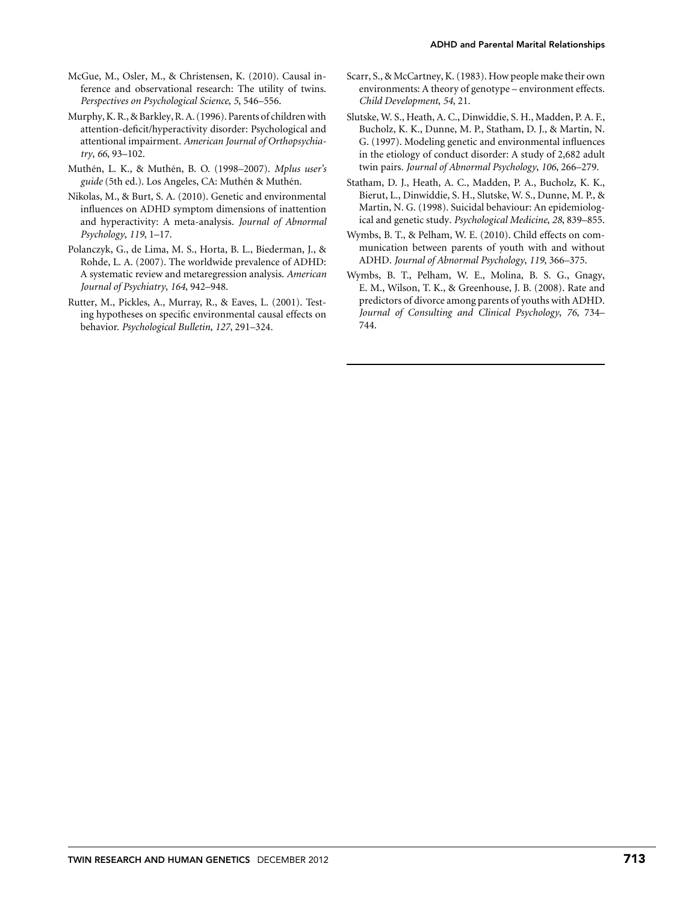McGue, M., Osler, M., & Christensen, K. (2010). Causal inference and observational research: The utility of twins. *Perspectives on Psychological Science*, *5*, 546–556.

Murphy, K. R., & Barkley, R. A. (1996). Parents of children with attention-deficit/hyperactivity disorder: Psychological and attentional impairment. *American Journal of Orthopsychiatry*, *66*, 93–102.

Muthén, L. K., & Muthén, B. O. (1998–2007). *Mplus user's guide* (5th ed.). Los Angeles, CA: Muthén & Muthén.

Nikolas, M., & Burt, S. A. (2010). Genetic and environmental influences on ADHD symptom dimensions of inattention and hyperactivity: A meta-analysis. *Journal of Abnormal Psychology*, *119*, 1–17.

Polanczyk, G., de Lima, M. S., Horta, B. L., Biederman, J., & Rohde, L. A. (2007). The worldwide prevalence of ADHD: A systematic review and metaregression analysis. *American Journal of Psychiatry*, *164*, 942–948.

Rutter, M., Pickles, A., Murray, R., & Eaves, L. (2001). Testing hypotheses on specific environmental causal effects on behavior. *Psychological Bulletin*, *127*, 291–324.

Scarr, S., & McCartney, K. (1983). How people make their own environments: A theory of genotype – environment effects. *Child Development*, *54*, 21.

Slutske, W. S., Heath, A. C., Dinwiddie, S. H., Madden, P. A. F., Bucholz, K. K., Dunne, M. P., Statham, D. J., & Martin, N. G. (1997). Modeling genetic and environmental influences in the etiology of conduct disorder: A study of 2,682 adult twin pairs. *Journal of Abnormal Psychology*, *106*, 266–279.

Statham, D. J., Heath, A. C., Madden, P. A., Bucholz, K. K., Bierut, L., Dinwiddie, S. H., Slutske, W. S., Dunne, M. P., & Martin, N. G. (1998). Suicidal behaviour: An epidemiological and genetic study. *Psychological Medicine*, *28*, 839–855.

Wymbs, B. T., & Pelham, W. E. (2010). Child effects on communication between parents of youth with and without ADHD. *Journal of Abnormal Psychology*, *119*, 366–375.

Wymbs, B. T., Pelham, W. E., Molina, B. S. G., Gnagy, E. M., Wilson, T. K., & Greenhouse, J. B. (2008). Rate and predictors of divorce among parents of youths with ADHD. *Journal of Consulting and Clinical Psychology*, *76*, 734–744.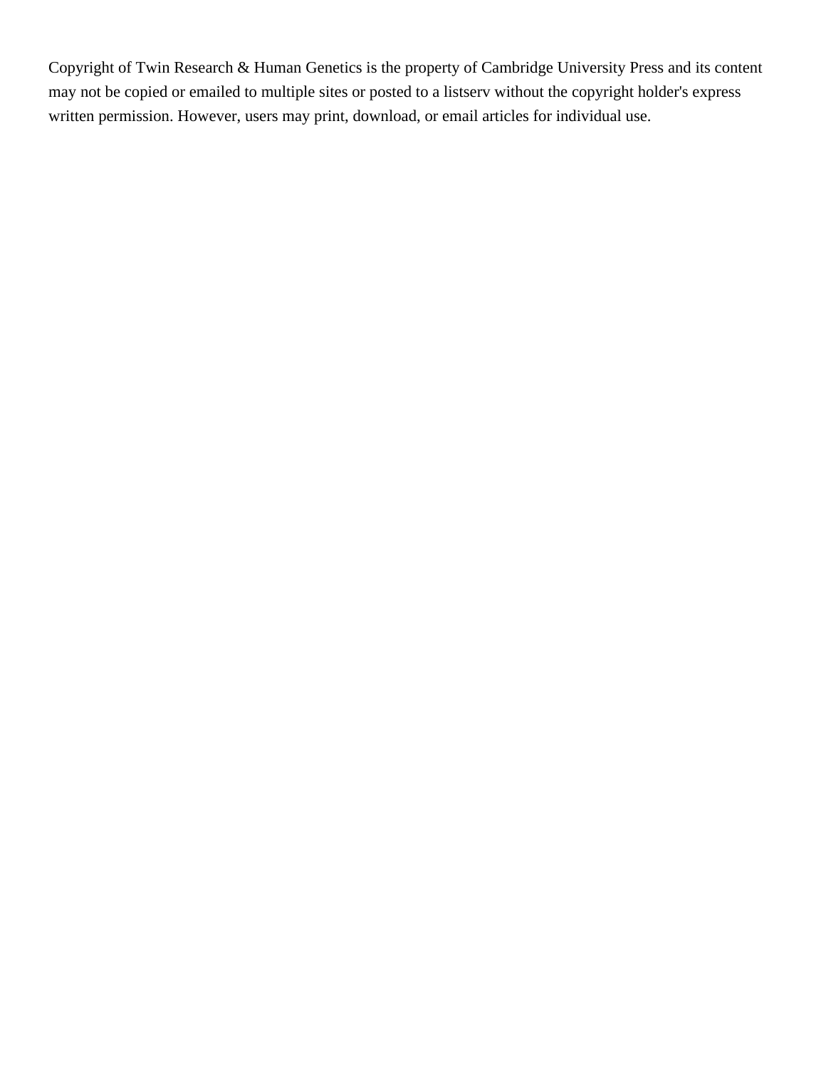Copyright of Twin Research & Human Genetics is the property of Cambridge University Press and its content may not be copied or emailed to multiple sites or posted to a listserv without the copyright holder's express written permission. However, users may print, download, or email articles for individual use.